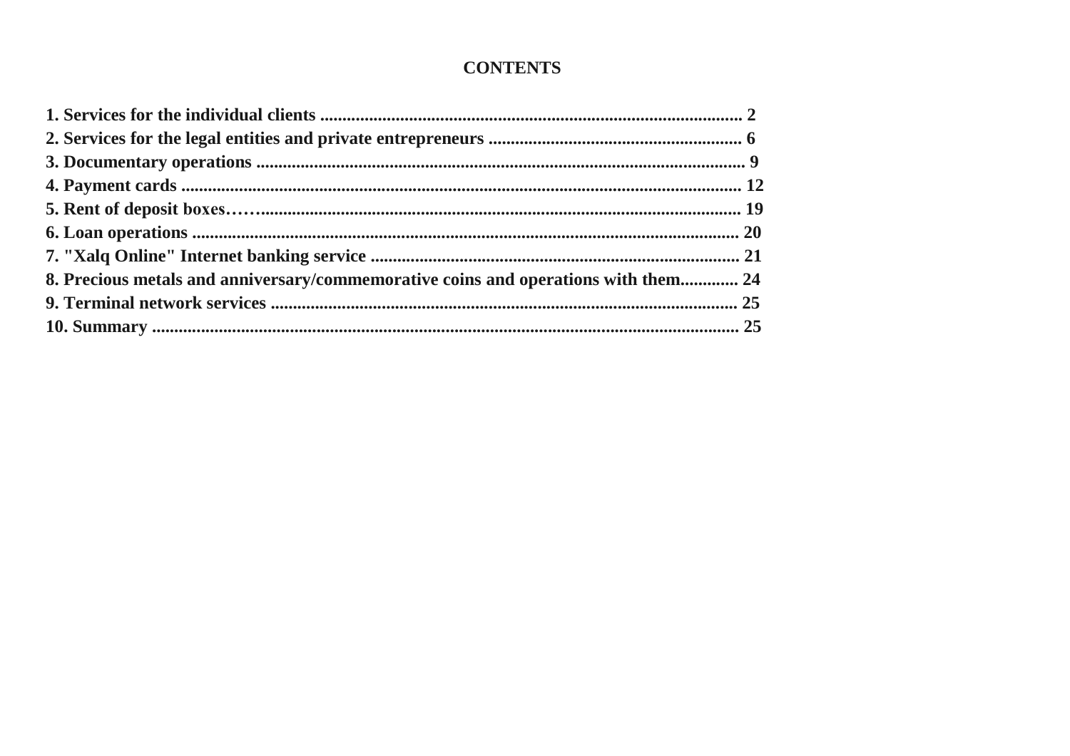## CONTENTS

**1. Services for the individual clients ............................................................................................... 2**
**2. Services for the legal entities and private entrepreneurs ......................................................... 6**
**3. Documentary operations .............................................................................................................. 9**
**4. Payment cards ............................................................................................................................... 12**
**5. Rent of deposit boxes…….......................................................................................................... 19**
**6. Loan operations ........................................................................................................................... 20**
**7. "Xalq Online" Internet banking service ................................................................................... 21**
**8. Precious metals and anniversary/commemorative coins and operations with them............. 24**
**9. Terminal network services ......................................................................................................... 25**
**10. Summary .................................................................................................................................... 25**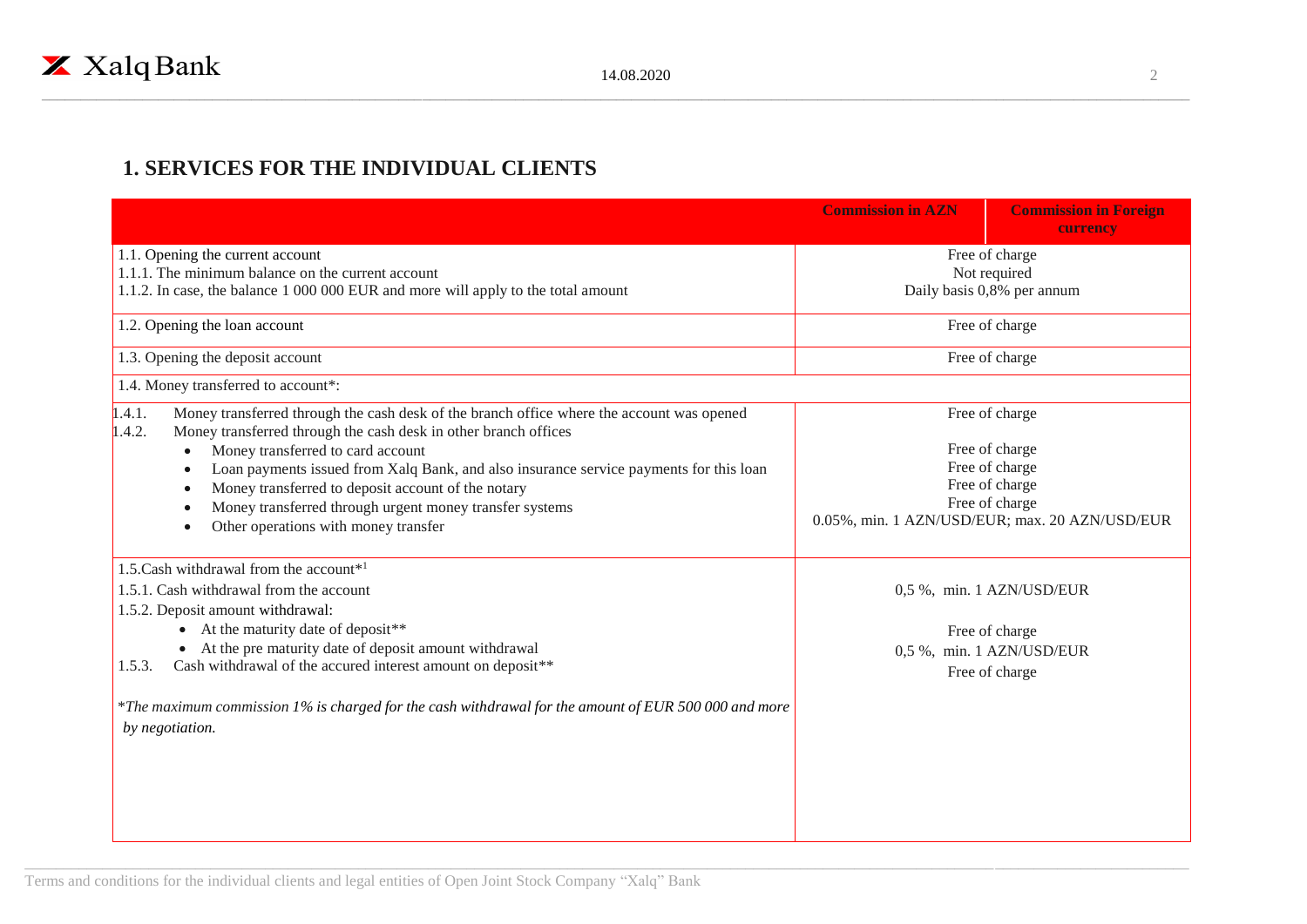# 1. SERVICES FOR THE INDIVIDUAL CLIENTS

| | Commission in AZN | Commission in Foreign currency |
|---|---|---|
| 1.1. Opening the current account<br>1.1.1. The minimum balance on the current account<br>1.1.2. In case, the balance 1 000 000 EUR and more will apply to the total amount | Free of charge<br>Not required<br>Daily basis 0,8% per annum | |
| 1.2. Opening the loan account | Free of charge | |
| 1.3. Opening the deposit account | Free of charge | |
| 1.4. Money transferred to account*: | | |
| 1.4.1. Money transferred through the cash desk of the branch office where the account was opened<br>1.4.2. Money transferred through the cash desk in other branch offices<br>• Money transferred to card account<br>• Loan payments issued from Xalq Bank, and also insurance service payments for this loan<br>• Money transferred to deposit account of the notary<br>• Money transferred through urgent money transfer systems<br>• Other operations with money transfer | Free of charge<br><br>Free of charge<br>Free of charge<br>Free of charge<br>Free of charge<br>0.05%, min. 1 AZN/USD/EUR; max. 20 AZN/USD/EUR | |
| 1.5.Cash withdrawal from the account*[1]<br>1.5.1. Cash withdrawal from the account<br>1.5.2. Deposit amount withdrawal:<br>• At the maturity date of deposit**<br>• At the pre maturity date of deposit amount withdrawal<br>1.5.3. Cash withdrawal of the accured interest amount on deposit**<br><br>*The maximum commission 1% is charged for the cash withdrawal for the amount of EUR 500 000 and more by negotiation.* | <br>0,5 %, min. 1 AZN/USD/EUR<br><br>Free of charge<br>0,5 %, min. 1 AZN/USD/EUR<br>Free of charge | |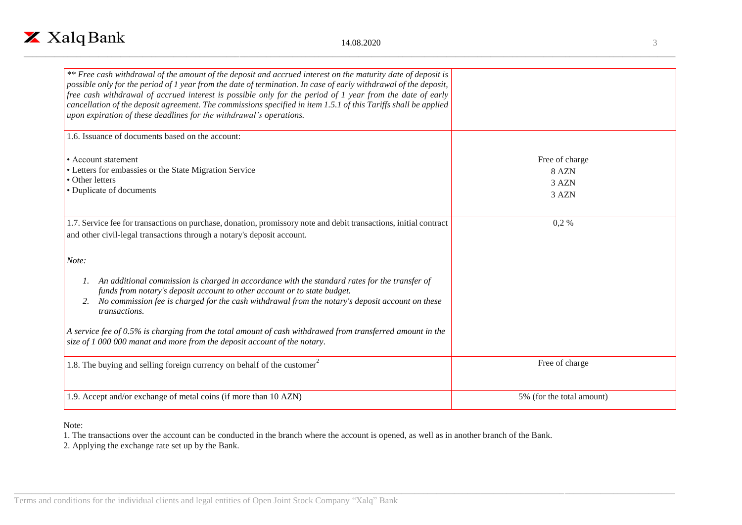| | |
|---|---|
| *\*\* Free cash withdrawal of the amount of the deposit and accrued interest on the maturity date of deposit is possible only for the period of 1 year from the date of termination. In case of early withdrawal of the deposit, free cash withdrawal of accrued interest is possible only for the period of 1 year from the date of early cancellation of the deposit agreement. The commissions specified in item 1.5.1 of this Tariffs shall be applied upon expiration of these deadlines for the withdrawal's operations.* | |
| 1.6. Issuance of documents based on the account:<br><br>• Account statement<br>• Letters for embassies or the State Migration Service<br>• Other letters<br>• Duplicate of documents | <br><br>Free of charge<br>8 AZN<br>3 AZN<br>3 AZN |
| 1.7. Service fee for transactions on purchase, donation, promissory note and debit transactions, initial contract and other civil-legal transactions through a notary's deposit account.<br><br>*Note:*<br><br>1. *An additional commission is charged in accordance with the standard rates for the transfer of funds from notary's deposit account to other account or to state budget.*<br>2. *No commission fee is charged for the cash withdrawal from the notary's deposit account on these transactions.*<br><br>*A service fee of 0.5% is charging from the total amount of cash withdrawed from transferred amount in the size of 1 000 000 manat and more from the deposit account of the notary.* | 0,2 % |
| 1.8. The buying and selling foreign currency on behalf of the customer[2] | Free of charge |
| 1.9. Accept and/or exchange of metal coins (if more than 10 AZN) | 5% (for the total amount) |

Note:

1. The transactions over the account can be conducted in the branch where the account is opened, as well as in another branch of the Bank.
2. Applying the exchange rate set up by the Bank.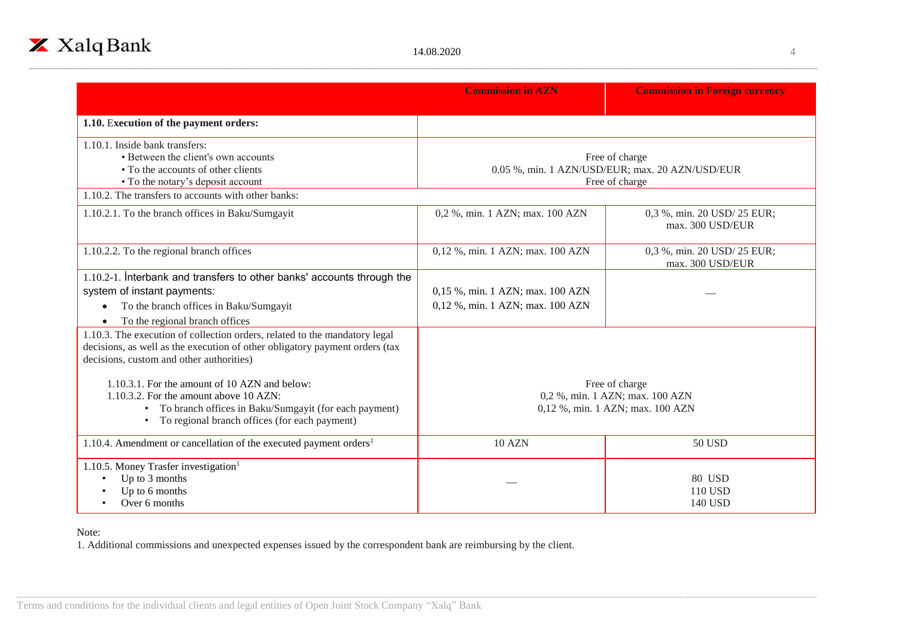| | Commission in AZN | Commission in Foreign currency |
|---|---|---|
| **1.10. Execution of the payment orders:** | | |
| 1.10.1. Inside bank transfers:<br>• Between the client's own accounts<br>• To the accounts of other clients<br>• To the notary's deposit account | Free of charge<br>0.05 %, min. 1 AZN/USD/EUR; max. 20 AZN/USD/EUR<br>Free of charge | |
| 1.10.2. The transfers to accounts with other banks: | | |
| 1.10.2.1. To the branch offices in Baku/Sumgayit | 0,2 %, min. 1 AZN; max. 100 AZN | 0,3 %, min. 20 USD/ 25 EUR; max. 300 USD/EUR |
| 1.10.2.2. To the regional branch offices | 0,12 %, min. 1 AZN; max. 100 AZN | 0,3 %, min. 20 USD/ 25 EUR; max. 300 USD/EUR |
| 1.10.2-1. İnterbank and transfers to other banks' accounts through the system of instant payments:<br>• To the branch offices in Baku/Sumgayit<br>• To the regional branch offices | 0,15 %, min. 1 AZN; max. 100 AZN<br>0,12 %, min. 1 AZN; max. 100 AZN | — |
| 1.10.3. The execution of collection orders, related to the mandatory legal decisions, as well as the execution of other obligatory payment orders (tax decisions, custom and other authorities)<br>1.10.3.1. For the amount of 10 AZN and below:<br>1.10.3.2. For the amount above 10 AZN:<br>• To branch offices in Baku/Sumgayit (for each payment)<br>• To regional branch offices (for each payment) | Free of charge<br>0,2 %, min. 1 AZN; max. 100 AZN<br>0,12 %, min. 1 AZN; max. 100 AZN | |
| 1.10.4. Amendment or cancellation of the executed payment orders[1] | 10 AZN | 50 USD |
| 1.10.5. Money Trasfer investigation[1]<br>• Up to 3 months<br>• Up to 6 months<br>• Over 6 months | — | 80 USD<br>110 USD<br>140 USD |

Note:

1. Additional commissions and unexpected expenses issued by the correspondent bank are reimbursing by the client.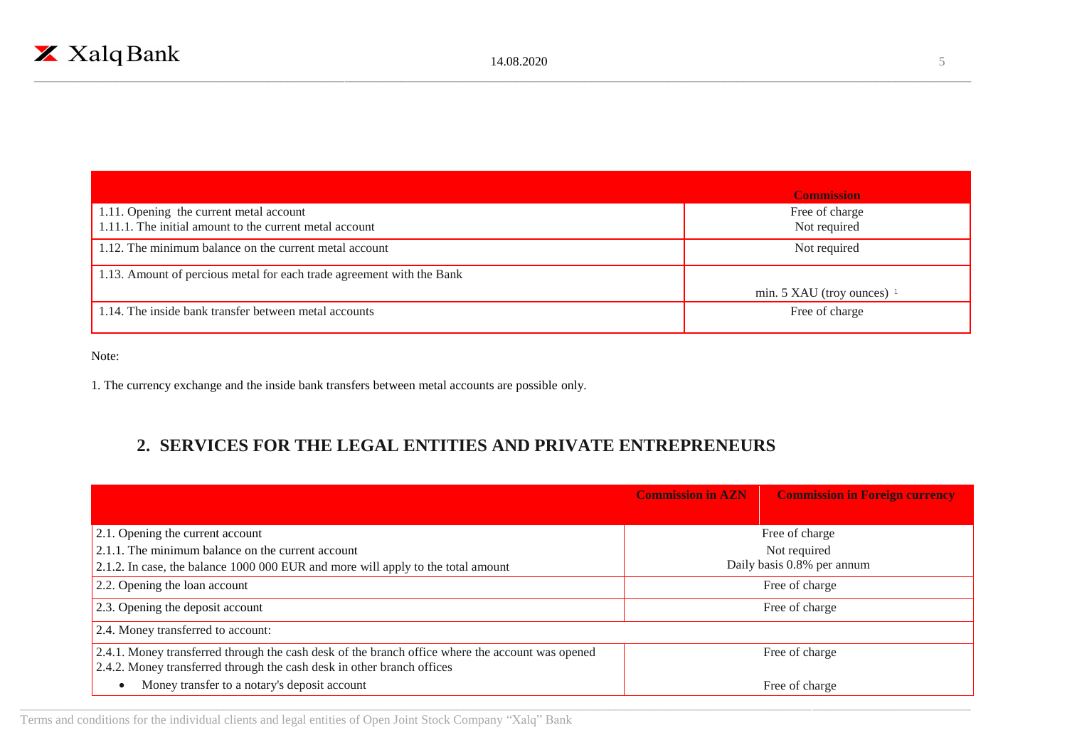| | Commission |
|---|---|
| 1.11. Opening the current metal account<br>1.11.1. The initial amount to the current metal account | Free of charge<br>Not required |
| 1.12. The minimum balance on the current metal account | Not required |
| 1.13. Amount of percious metal for each trade agreement with the Bank | min. 5 XAU (troy ounces) [1] |
| 1.14. The inside bank transfer between metal accounts | Free of charge |

Note:

1. The currency exchange and the inside bank transfers between metal accounts are possible only.

## 2. SERVICES FOR THE LEGAL ENTITIES AND PRIVATE ENTREPRENEURS

| | Commission in AZN | Commission in Foreign currency |
|---|---|---|
| 2.1. Opening the current account<br>2.1.1. The minimum balance on the current account<br>2.1.2. In case, the balance 1000 000 EUR and more will apply to the total amount | Free of charge<br>Not required<br>Daily basis 0.8% per annum | |
| 2.2. Opening the loan account | Free of charge | |
| 2.3. Opening the deposit account | Free of charge | |
| 2.4. Money transferred to account: | | |
| 2.4.1. Money transferred through the cash desk of the branch office where the account was opened<br>2.4.2. Money transferred through the cash desk in other branch offices<br>• Money transfer to a notary's deposit account | Free of charge<br><br>Free of charge | |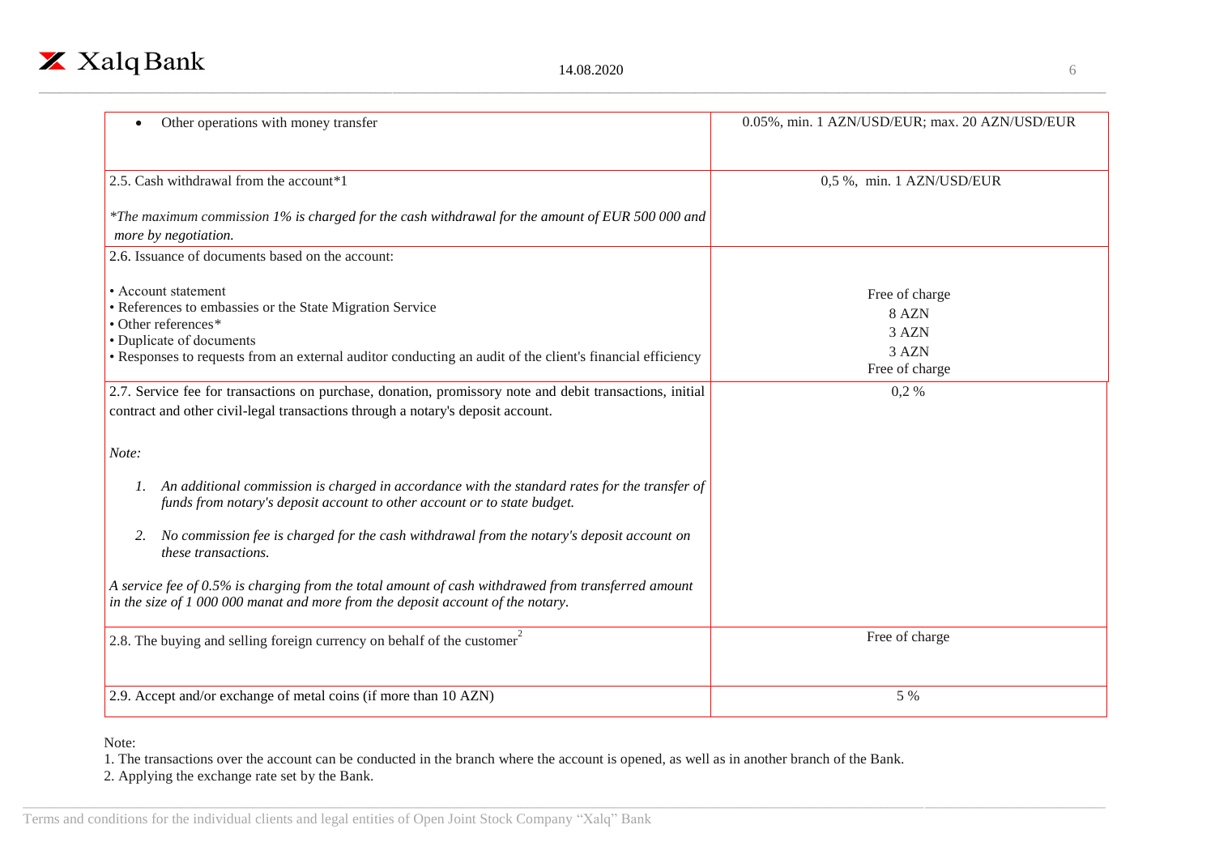| | |
|---|---|
| • Other operations with money transfer | 0.05%, min. 1 AZN/USD/EUR; max. 20 AZN/USD/EUR |
| 2.5. Cash withdrawal from the account*1<br><br>**The maximum commission 1% is charged for the cash withdrawal for the amount of EUR 500 000 and more by negotiation.* | 0,5 %, min. 1 AZN/USD/EUR |
| 2.6. Issuance of documents based on the account:<br><br>• Account statement<br>• References to embassies or the State Migration Service<br>• Other references*<br>• Duplicate of documents<br>• Responses to requests from an external auditor conducting an audit of the client's financial efficiency | <br><br>Free of charge<br>8 AZN<br>3 AZN<br>3 AZN<br>Free of charge |
| 2.7. Service fee for transactions on purchase, donation, promissory note and debit transactions, initial contract and other civil-legal transactions through a notary's deposit account.<br><br>*Note:*<br><br>*1. An additional commission is charged in accordance with the standard rates for the transfer of funds from notary's deposit account to other account or to state budget.*<br><br>*2. No commission fee is charged for the cash withdrawal from the notary's deposit account on these transactions.*<br><br>*A service fee of 0.5% is charging from the total amount of cash withdrawed from transferred amount in the size of 1 000 000 manat and more from the deposit account of the notary.* | 0,2 % |
| 2.8. The buying and selling foreign currency on behalf of the customer[2] | Free of charge |
| 2.9. Accept and/or exchange of metal coins (if more than 10 AZN) | 5 % |

Note:

1. The transactions over the account can be conducted in the branch where the account is opened, as well as in another branch of the Bank.
2. Applying the exchange rate set by the Bank.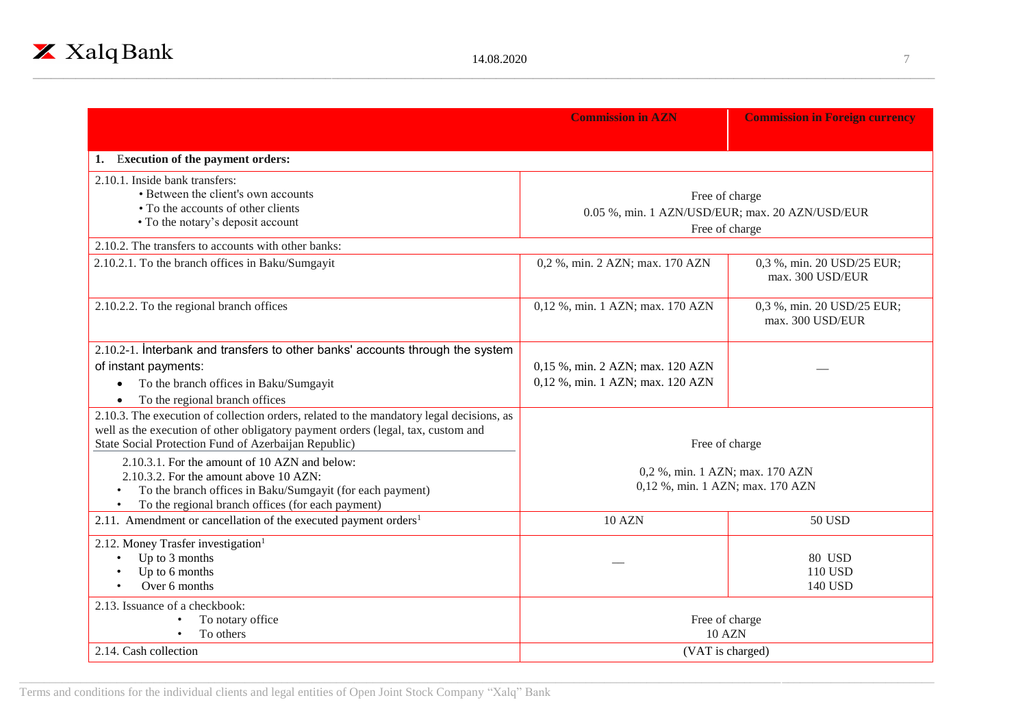| | Commission in AZN | Commission in Foreign currency |
|---|---|---|
| **1. Execution of the payment orders:** | | |
| 2.10.1. Inside bank transfers:<br>• Between the client's own accounts<br>• To the accounts of other clients<br>• To the notary's deposit account | Free of charge<br>0.05 %, min. 1 AZN/USD/EUR; max. 20 AZN/USD/EUR<br>Free of charge | |
| 2.10.2. The transfers to accounts with other banks: | | |
| 2.10.2.1. To the branch offices in Baku/Sumgayit | 0,2 %, min. 2 AZN; max. 170 AZN | 0,3 %, min. 20 USD/25 EUR; max. 300 USD/EUR |
| 2.10.2.2. To the regional branch offices | 0,12 %, min. 1 AZN; max. 170 AZN | 0,3 %, min. 20 USD/25 EUR; max. 300 USD/EUR |
| 2.10.2-1. İnterbank and transfers to other banks' accounts through the system of instant payments:<br>• To the branch offices in Baku/Sumgayit<br>• To the regional branch offices | 0,15 %, min. 2 AZN; max. 120 AZN<br>0,12 %, min. 1 AZN; max. 120 AZN | — |
| 2.10.3. The execution of collection orders, related to the mandatory legal decisions, as well as the execution of other obligatory payment orders (legal, tax, custom and State Social Protection Fund of Azerbaijan Republic)<br>2.10.3.1. For the amount of 10 AZN and below:<br>2.10.3.2. For the amount above 10 AZN:<br>• To the branch offices in Baku/Sumgayit (for each payment)<br>• To the regional branch offices (for each payment) | Free of charge<br>0,2 %, min. 1 AZN; max. 170 AZN<br>0,12 %, min. 1 AZN; max. 170 AZN | |
| 2.11. Amendment or cancellation of the executed payment orders[1] | 10 AZN | 50 USD |
| 2.12. Money Trasfer investigation[1]<br>• Up to 3 months<br>• Up to 6 months<br>• Over 6 months | — | 80 USD<br>110 USD<br>140 USD |
| 2.13. Issuance of a checkbook:<br>• To notary office<br>• To others | Free of charge<br>10 AZN | |
| 2.14. Cash collection | (VAT is charged) | |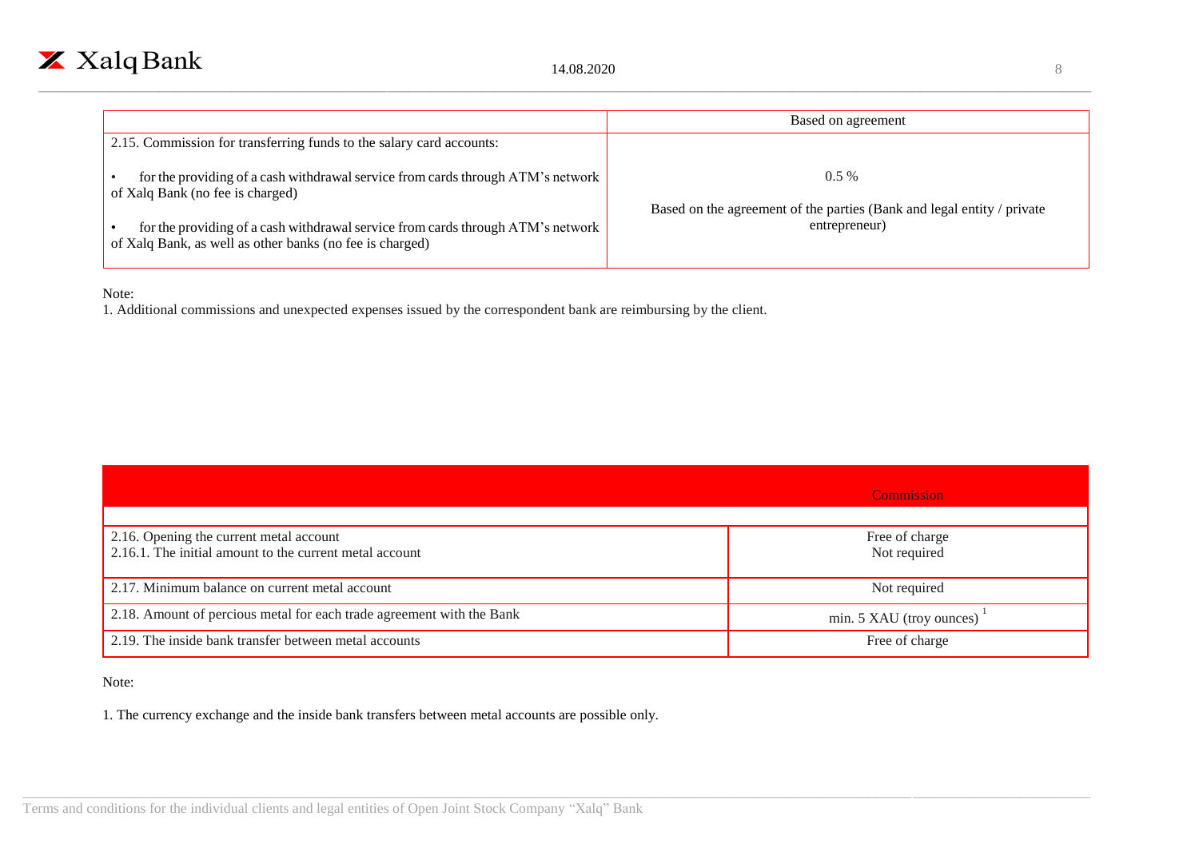| | Based on agreement |
|---|---|
| 2.15. Commission for transferring funds to the salary card accounts:<br><br>• for the providing of a cash withdrawal service from cards through ATM's network of Xalq Bank (no fee is charged)<br><br>• for the providing of a cash withdrawal service from cards through ATM's network of Xalq Bank, as well as other banks (no fee is charged) | 0.5 %<br><br>Based on the agreement of the parties (Bank and legal entity / private entrepreneur) |

Note:
1. Additional commissions and unexpected expenses issued by the correspondent bank are reimbursing by the client.

| | Commission |
|---|---|
| | |
| 2.16. Opening the current metal account<br>2.16.1. The initial amount to the current metal account | Free of charge<br>Not required |
| 2.17. Minimum balance on current metal account | Not required |
| 2.18. Amount of percious metal for each trade agreement with the Bank | min. 5 XAU (troy ounces) [1] |
| 2.19. The inside bank transfer between metal accounts | Free of charge |

Note:

1. The currency exchange and the inside bank transfers between metal accounts are possible only.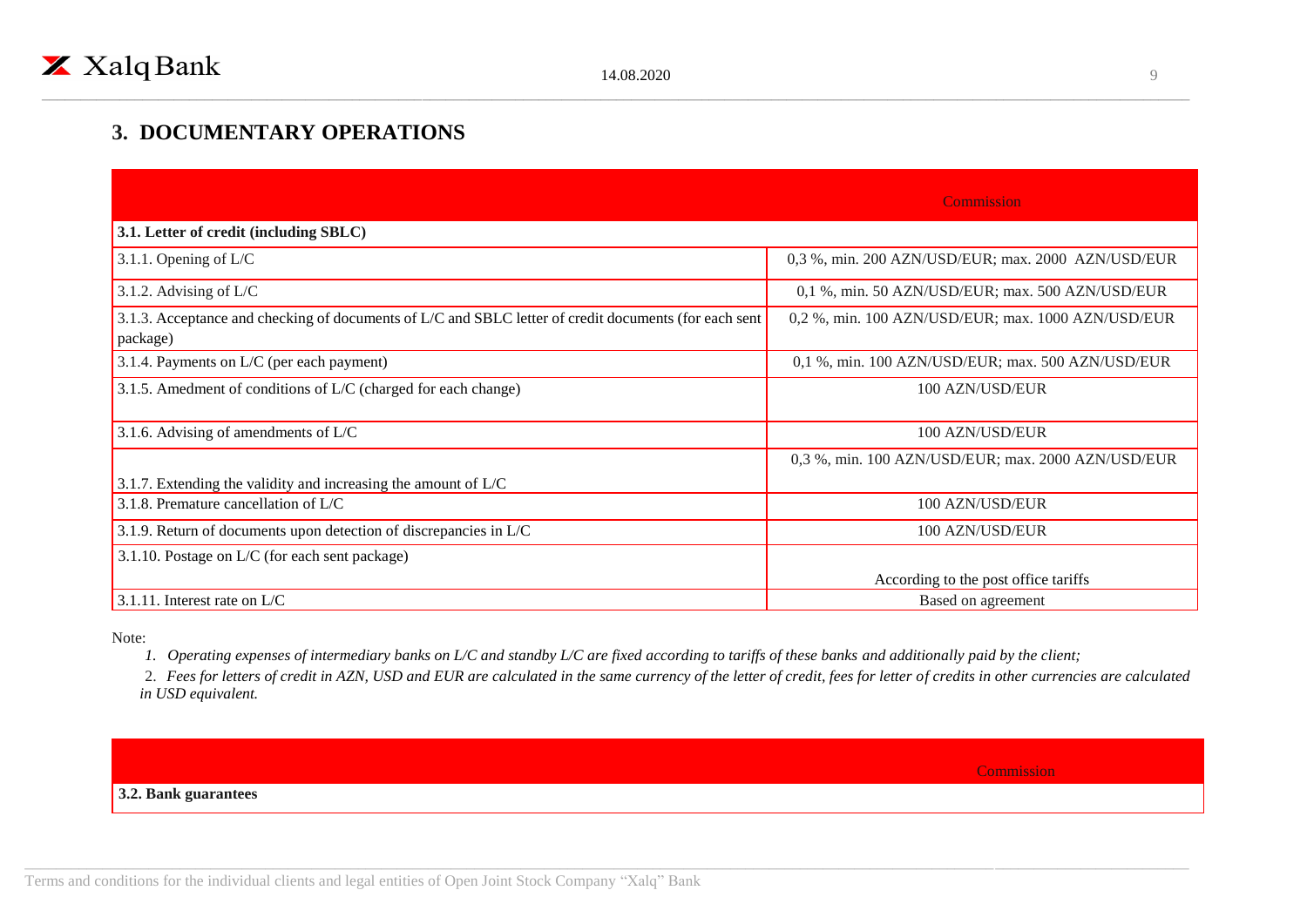## 3. DOCUMENTARY OPERATIONS

| | Commission |
|---|---|
| **3.1. Letter of credit (including SBLC)** | |
| 3.1.1. Opening of L/C | 0,3 %, min. 200 AZN/USD/EUR; max. 2000 AZN/USD/EUR |
| 3.1.2. Advising of L/C | 0,1 %, min. 50 AZN/USD/EUR; max. 500 AZN/USD/EUR |
| 3.1.3. Acceptance and checking of documents of L/C and SBLC letter of credit documents (for each sent package) | 0,2 %, min. 100 AZN/USD/EUR; max. 1000 AZN/USD/EUR |
| 3.1.4. Payments on L/C (per each payment) | 0,1 %, min. 100 AZN/USD/EUR; max. 500 AZN/USD/EUR |
| 3.1.5. Amedment of conditions of L/C (charged for each change) | 100 AZN/USD/EUR |
| 3.1.6. Advising of amendments of L/C | 100 AZN/USD/EUR |
| 3.1.7. Extending the validity and increasing the amount of L/C | 0,3 %, min. 100 AZN/USD/EUR; max. 2000 AZN/USD/EUR |
| 3.1.8. Premature cancellation of L/C | 100 AZN/USD/EUR |
| 3.1.9. Return of documents upon detection of discrepancies in L/C | 100 AZN/USD/EUR |
| 3.1.10. Postage on L/C (for each sent package) | According to the post office tariffs |
| 3.1.11. Interest rate on L/C | Based on agreement |

Note:

1. *Operating expenses of intermediary banks on L/C and standby L/C are fixed according to tariffs of these banks and additionally paid by the client;*
2. *Fees for letters of credit in AZN, USD and EUR are calculated in the same currency of the letter of credit, fees for letter of credits in other currencies are calculated in USD equivalent.*

| | Commission |
|---|---|
| **3.2. Bank guarantees** | |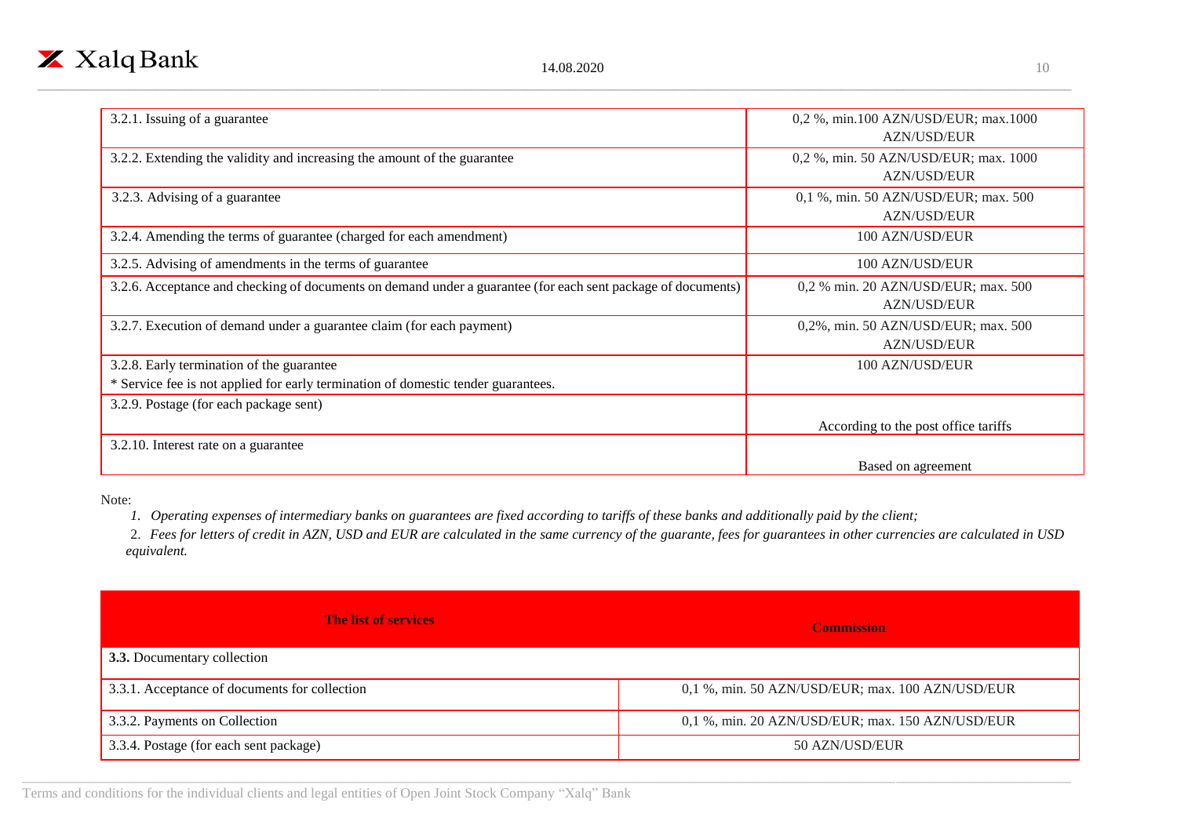| | |
|---|---|
| 3.2.1. Issuing of a guarantee | 0,2 %, min.100 AZN/USD/EUR; max.1000 AZN/USD/EUR |
| 3.2.2. Extending the validity and increasing the amount of the guarantee | 0,2 %, min. 50 AZN/USD/EUR; max. 1000 AZN/USD/EUR |
| 3.2.3. Advising of a guarantee | 0,1 %, min. 50 AZN/USD/EUR; max. 500 AZN/USD/EUR |
| 3.2.4. Amending the terms of guarantee (charged for each amendment) | 100 AZN/USD/EUR |
| 3.2.5. Advising of amendments in the terms of guarantee | 100 AZN/USD/EUR |
| 3.2.6. Acceptance and checking of documents on demand under a guarantee (for each sent package of documents) | 0,2 % min. 20 AZN/USD/EUR; max. 500 AZN/USD/EUR |
| 3.2.7. Execution of demand under a guarantee claim (for each payment) | 0,2%, min. 50 AZN/USD/EUR; max. 500 AZN/USD/EUR |
| 3.2.8. Early termination of the guarantee<br>* Service fee is not applied for early termination of domestic tender guarantees. | 100 AZN/USD/EUR |
| 3.2.9. Postage (for each package sent) | According to the post office tariffs |
| 3.2.10. Interest rate on a guarantee | Based on agreement |

Note:

1. *Operating expenses of intermediary banks on guarantees are fixed according to tariffs of these banks and additionally paid by the client;*
2. *Fees for letters of credit in AZN, USD and EUR are calculated in the same currency of the guarante, fees for guarantees in other currencies are calculated in USD equivalent.*

| **The list of services** | **Commission** |
|---|---|
| **3.3.** Documentary collection | |
| 3.3.1. Acceptance of documents for collection | 0,1 %, min. 50 AZN/USD/EUR; max. 100 AZN/USD/EUR |
| 3.3.2. Payments on Collection | 0,1 %, min. 20 AZN/USD/EUR; max. 150 AZN/USD/EUR |
| 3.3.4. Postage (for each sent package) | 50 AZN/USD/EUR |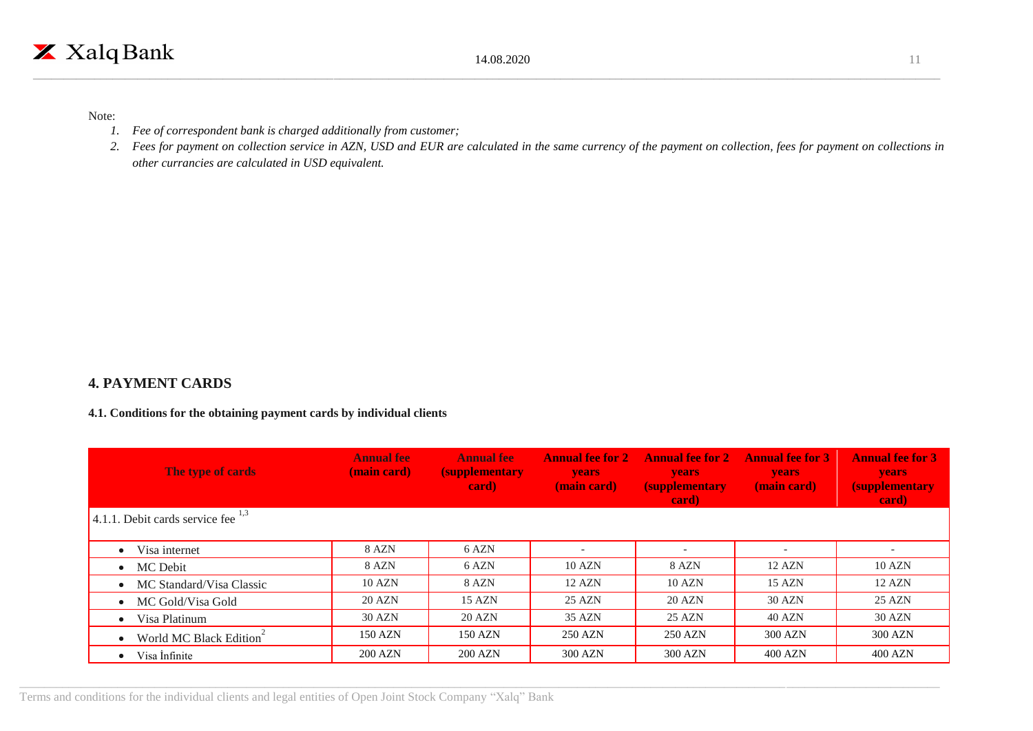Note:

1. *Fee of correspondent bank is charged additionally from customer;*
2. *Fees for payment on collection service in AZN, USD and EUR are calculated in the same currency of the payment on collection, fees for payment on collections in other currancies are calculated in USD equivalent.*

## 4. PAYMENT CARDS

### 4.1. Conditions for the obtaining payment cards by individual clients

| The type of cards | Annual fee (main card) | Annual fee (supplementary card) | Annual fee for 2 years (main card) | Annual fee for 2 years (supplementary card) | Annual fee for 3 years (main card) | Annual fee for 3 years (supplementary card) |
|---|---|---|---|---|---|---|
| 4.1.1. Debit cards service fee [1,3] | | | | | | |
| • Visa internet | 8 AZN | 6 AZN | - | - | - | - |
| • MC Debit | 8 AZN | 6 AZN | 10 AZN | 8 AZN | 12 AZN | 10 AZN |
| • MC Standard/Visa Classic | 10 AZN | 8 AZN | 12 AZN | 10 AZN | 15 AZN | 12 AZN |
| • MC Gold/Visa Gold | 20 AZN | 15 AZN | 25 AZN | 20 AZN | 30 AZN | 25 AZN |
| • Visa Platinum | 30 AZN | 20 AZN | 35 AZN | 25 AZN | 40 AZN | 30 AZN |
| • World MC Black Edition[2] | 150 AZN | 150 AZN | 250 AZN | 250 AZN | 300 AZN | 300 AZN |
| • Visa İnfinite | 200 AZN | 200 AZN | 300 AZN | 300 AZN | 400 AZN | 400 AZN |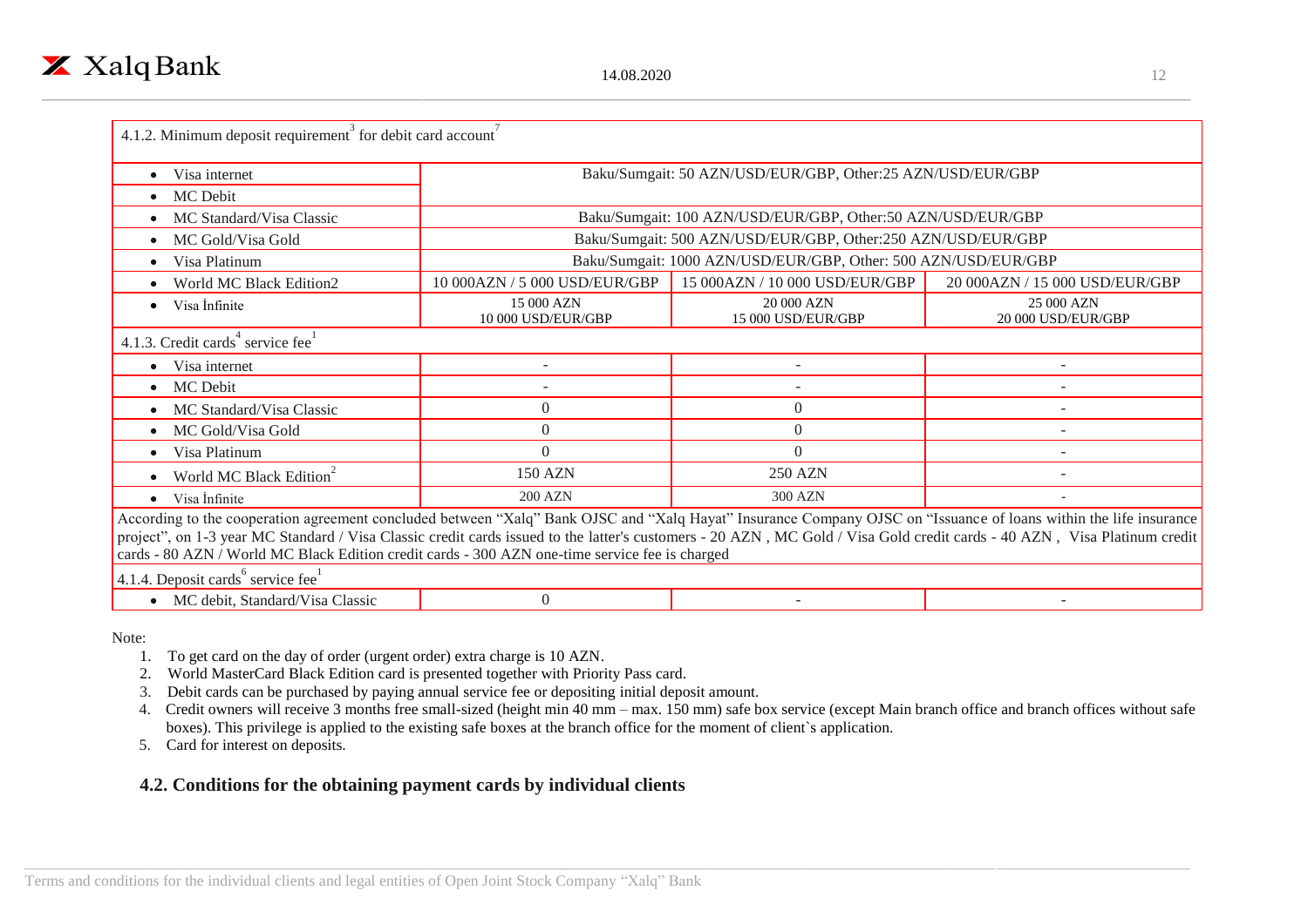| 4.1.2. Minimum deposit requirement[3] for debit card account[7] | | | |
|---|---|---|---|
| • Visa internet | Baku/Sumgait: 50 AZN/USD/EUR/GBP, Other:25 AZN/USD/EUR/GBP | | |
| • MC Debit | | | |
| • MC Standard/Visa Classic | Baku/Sumgait: 100 AZN/USD/EUR/GBP, Other:50 AZN/USD/EUR/GBP | | |
| • MC Gold/Visa Gold | Baku/Sumgait: 500 AZN/USD/EUR/GBP, Other:250 AZN/USD/EUR/GBP | | |
| • Visa Platinum | Baku/Sumgait: 1000 AZN/USD/EUR/GBP, Other: 500 AZN/USD/EUR/GBP | | |
| • World MC Black Edition2 | 10 000AZN / 5 000 USD/EUR/GBP | 15 000AZN / 10 000 USD/EUR/GBP | 20 000AZN / 15 000 USD/EUR/GBP |
| • Visa İnfinite | 15 000 AZN 10 000 USD/EUR/GBP | 20 000 AZN 15 000 USD/EUR/GBP | 25 000 AZN 20 000 USD/EUR/GBP |
| 4.1.3. Credit cards[4] service fee[1] | | | |
| • Visa internet | - | - | - |
| • MC Debit | - | - | - |
| • MC Standard/Visa Classic | 0 | 0 | - |
| • MC Gold/Visa Gold | 0 | 0 | - |
| • Visa Platinum | 0 | 0 | - |
| • World MC Black Edition[2] | 150 AZN | 250 AZN | - |
| • Visa İnfinite | 200 AZN | 300 AZN | - |
| According to the cooperation agreement concluded between "Xalq" Bank OJSC and "Xalq Hayat" Insurance Company OJSC on "Issuance of loans within the life insurance project", on 1-3 year MC Standard / Visa Classic credit cards issued to the latter's customers - 20 AZN , MC Gold / Visa Gold credit cards - 40 AZN , Visa Platinum credit cards - 80 AZN / World MC Black Edition credit cards - 300 AZN one-time service fee is charged | | | |
| 4.1.4. Deposit cards[6] service fee[1] | | | |
| • MC debit, Standard/Visa Classic | 0 | - | - |

Note:

1. To get card on the day of order (urgent order) extra charge is 10 AZN.
2. World MasterCard Black Edition card is presented together with Priority Pass card.
3. Debit cards can be purchased by paying annual service fee or depositing initial deposit amount.
4. Credit owners will receive 3 months free small-sized (height min 40 mm – max. 150 mm) safe box service (except Main branch office and branch offices without safe boxes). This privilege is applied to the existing safe boxes at the branch office for the moment of client`s application.
5. Card for interest on deposits.

## 4.2. Conditions for the obtaining payment cards by individual clients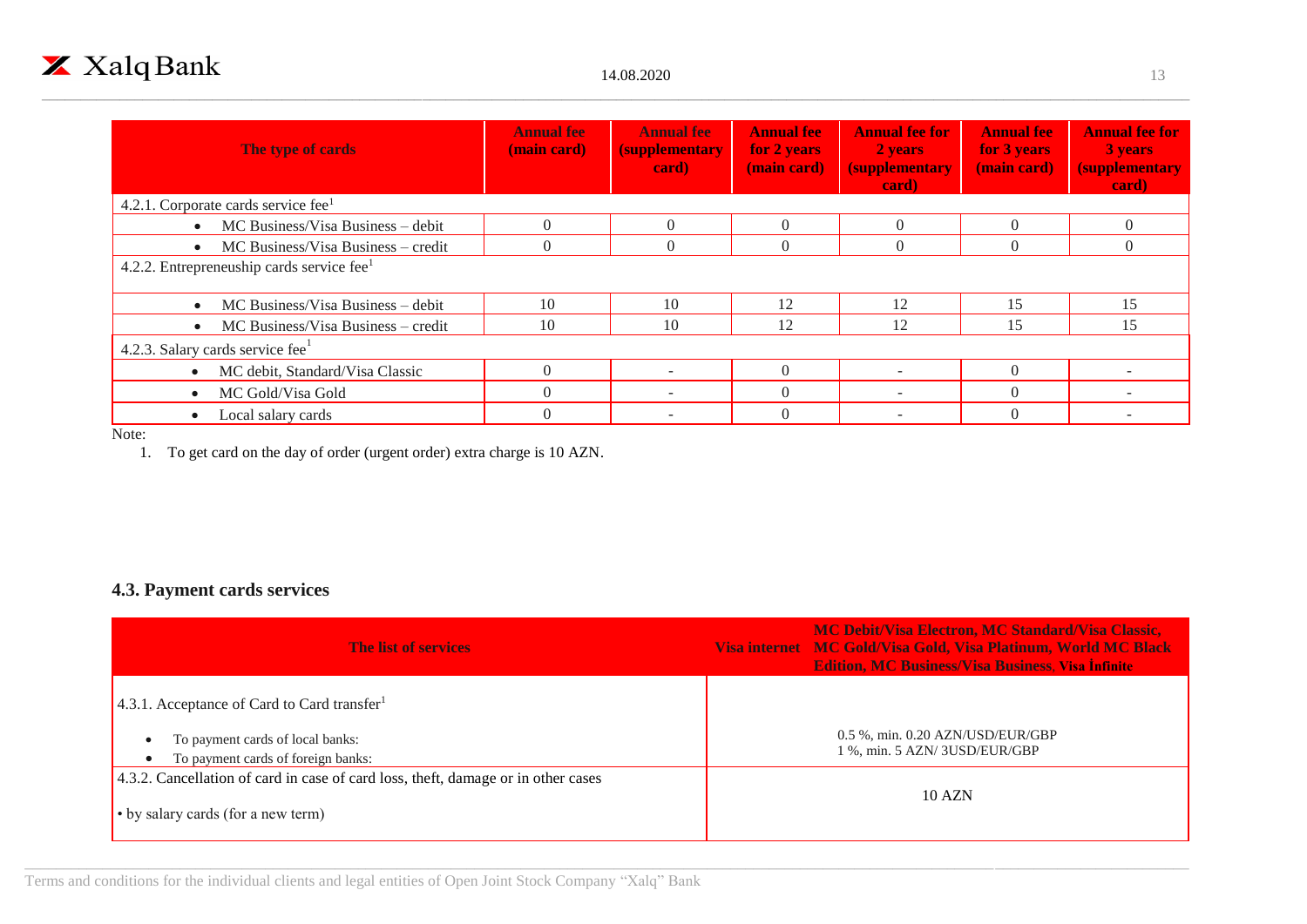| The type of cards | Annual fee (main card) | Annual fee (supplementary card) | Annual fee for 2 years (main card) | Annual fee for 2 years (supplementary card) | Annual fee for 3 years (main card) | Annual fee for 3 years (supplementary card) |
|---|---|---|---|---|---|---|
| 4.2.1. Corporate cards service fee[1] | | | | | | |
| • MC Business/Visa Business – debit | 0 | 0 | 0 | 0 | 0 | 0 |
| • MC Business/Visa Business – credit | 0 | 0 | 0 | 0 | 0 | 0 |
| 4.2.2. Entrepreneuship cards service fee[1] | | | | | | |
| • MC Business/Visa Business – debit | 10 | 10 | 12 | 12 | 15 | 15 |
| • MC Business/Visa Business – credit | 10 | 10 | 12 | 12 | 15 | 15 |
| 4.2.3. Salary cards service fee[1] | | | | | | |
| • MC debit, Standard/Visa Classic | 0 | - | 0 | - | 0 | - |
| • MC Gold/Visa Gold | 0 | - | 0 | - | 0 | - |
| • Local salary cards | 0 | - | 0 | - | 0 | - |

Note:

1. To get card on the day of order (urgent order) extra charge is 10 AZN.

## 4.3. Payment cards services

| The list of services | Visa internet MC Debit/Visa Electron, MC Standard/Visa Classic, MC Gold/Visa Gold, Visa Platinum, World MC Black Edition, MC Business/Visa Business, Visa İnfinite |
|---|---|
| 4.3.1. Acceptance of Card to Card transfer[1] | |
| • To payment cards of local banks: | 0.5 %, min. 0.20 AZN/USD/EUR/GBP |
| • To payment cards of foreign banks: | 1 %, min. 5 AZN/ 3USD/EUR/GBP |
| 4.3.2. Cancellation of card in case of card loss, theft, damage or in other cases • by salary cards (for a new term) | 10 AZN |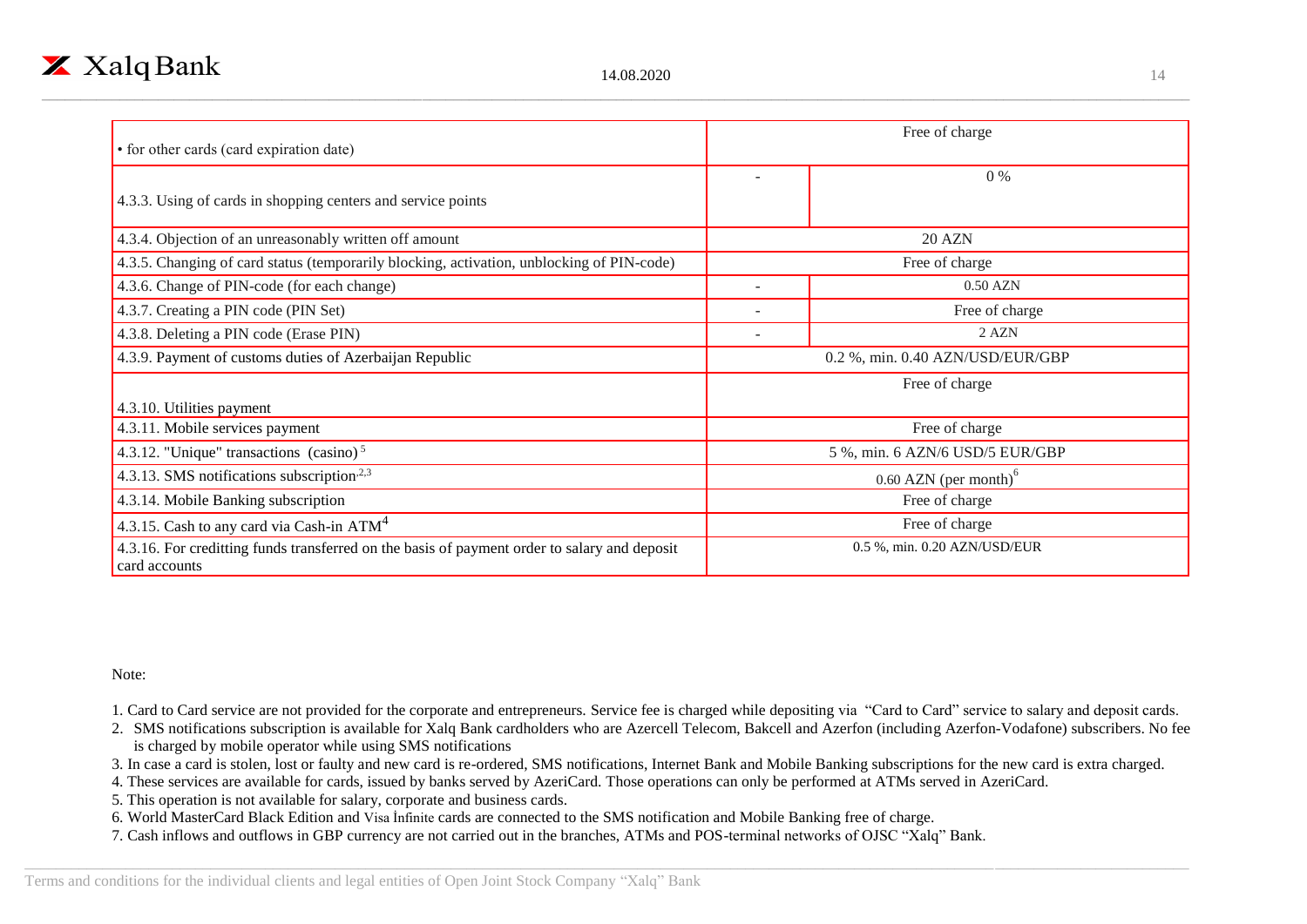| | | |
|---|---|---|
| • for other cards (card expiration date) | Free of charge | |
| 4.3.3. Using of cards in shopping centers and service points | - | 0 % |
| 4.3.4. Objection of an unreasonably written off amount | 20 AZN | |
| 4.3.5. Changing of card status (temporarily blocking, activation, unblocking of PIN-code) | Free of charge | |
| 4.3.6. Change of PIN-code (for each change) | - | 0.50 AZN |
| 4.3.7. Creating a PIN code (PIN Set) | - | Free of charge |
| 4.3.8. Deleting a PIN code (Erase PIN) | - | 2 AZN |
| 4.3.9. Payment of customs duties of Azerbaijan Republic | 0.2 %, min. 0.40 AZN/USD/EUR/GBP | |
| 4.3.10. Utilities payment | Free of charge | |
| 4.3.11. Mobile services payment | Free of charge | |
| 4.3.12. "Unique" transactions (casino)[5] | 5 %, min. 6 AZN/6 USD/5 EUR/GBP | |
| 4.3.13. SMS notifications subscription[2,3] | 0.60 AZN (per month)[6] | |
| 4.3.14. Mobile Banking subscription | Free of charge | |
| 4.3.15. Cash to any card via Cash-in ATM[4] | Free of charge | |
| 4.3.16. For creditting funds transferred on the basis of payment order to salary and deposit card accounts | 0.5 %, min. 0.20 AZN/USD/EUR | |

Note:

1. Card to Card service are not provided for the corporate and entrepreneurs. Service fee is charged while depositing via "Card to Card" service to salary and deposit cards.
2. SMS notifications subscription is available for Xalq Bank cardholders who are Azercell Telecom, Bakcell and Azerfon (including Azerfon-Vodafone) subscribers. No fee is charged by mobile operator while using SMS notifications
3. In case a card is stolen, lost or faulty and new card is re-ordered, SMS notifications, Internet Bank and Mobile Banking subscriptions for the new card is extra charged.
4. These services are available for cards, issued by banks served by AzeriCard. Those operations can only be performed at ATMs served in AzeriCard.
5. This operation is not available for salary, corporate and business cards.
6. World MasterCard Black Edition and Visa İnfinite cards are connected to the SMS notification and Mobile Banking free of charge.
7. Cash inflows and outflows in GBP currency are not carried out in the branches, ATMs and POS-terminal networks of OJSC "Xalq" Bank.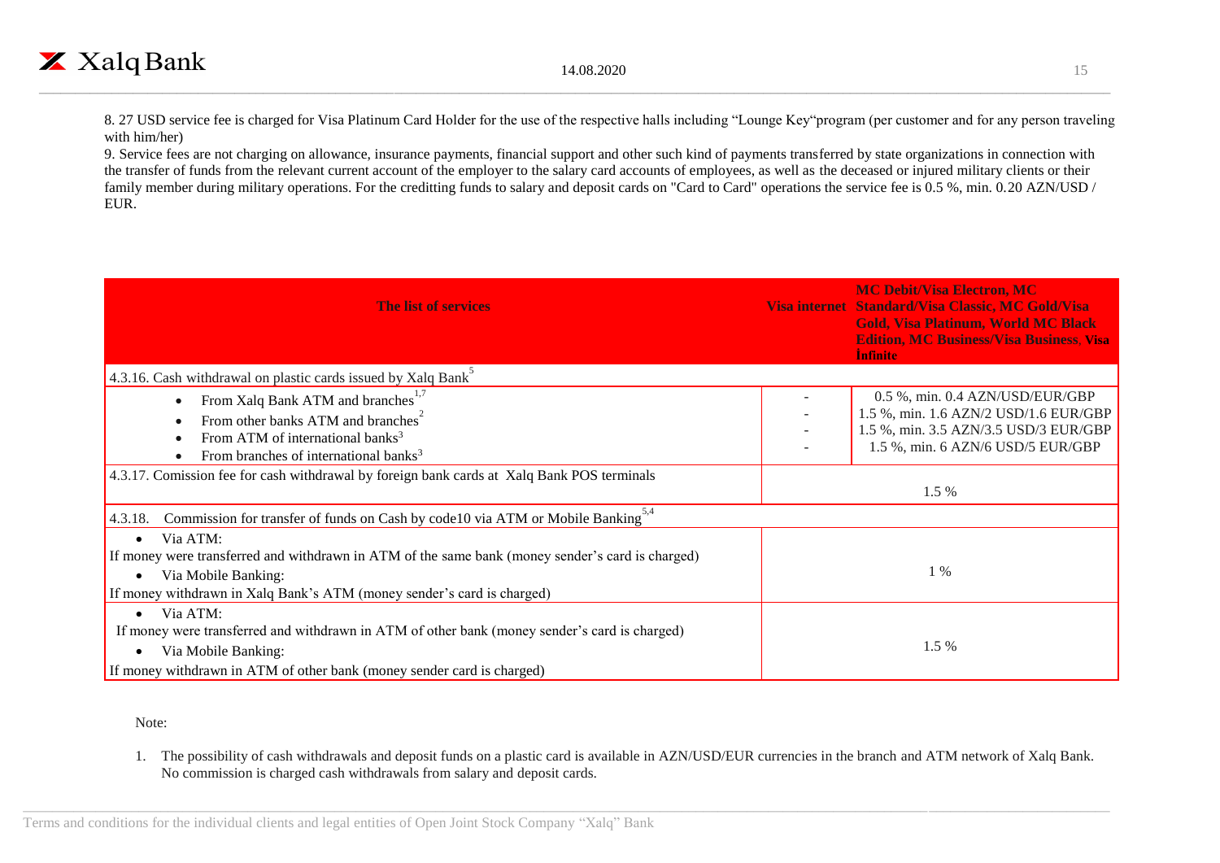8. 27 USD service fee is charged for Visa Platinum Card Holder for the use of the respective halls including "Lounge Key"program (per customer and for any person traveling with him/her)

9. Service fees are not charging on allowance, insurance payments, financial support and other such kind of payments transferred by state organizations in connection with the transfer of funds from the relevant current account of the employer to the salary card accounts of employees, as well as the deceased or injured military clients or their family member during military operations. For the creditting funds to salary and deposit cards on "Card to Card" operations the service fee is 0.5 %, min. 0.20 AZN/USD / EUR.

| The list of services | Visa internet | MC Debit/Visa Electron, MC Standard/Visa Classic, MC Gold/Visa Gold, Visa Platinum, World MC Black Edition, MC Business/Visa Business, Visa Infinite |
|---|---|---|
| 4.3.16. Cash withdrawal on plastic cards issued by Xalq Bank[5] | | |
| • From Xalq Bank ATM and branches[1,7] | - | 0.5 %, min. 0.4 AZN/USD/EUR/GBP |
| • From other banks ATM and branches[2] | - | 1.5 %, min. 1.6 AZN/2 USD/1.6 EUR/GBP |
| • From ATM of international banks[3] | - | 1.5 %, min. 3.5 AZN/3.5 USD/3 EUR/GBP |
| • From branches of international banks[3] | - | 1.5 %, min. 6 AZN/6 USD/5 EUR/GBP |
| 4.3.17. Comission fee for cash withdrawal by foreign bank cards at Xalq Bank POS terminals | 1.5 % | |
| 4.3.18. Commission for transfer of funds on Cash by code10 via ATM or Mobile Banking[5,4] | | |
| • Via ATM: If money were transferred and withdrawn in ATM of the same bank (money sender's card is charged) • Via Mobile Banking: If money withdrawn in Xalq Bank's ATM (money sender's card is charged) | 1 % | |
| • Via ATM: If money were transferred and withdrawn in ATM of other bank (money sender's card is charged) • Via Mobile Banking: If money withdrawn in ATM of other bank (money sender card is charged) | 1.5 % | |

Note:

1. The possibility of cash withdrawals and deposit funds on a plastic card is available in AZN/USD/EUR currencies in the branch and ATM network of Xalq Bank. No commission is charged cash withdrawals from salary and deposit cards.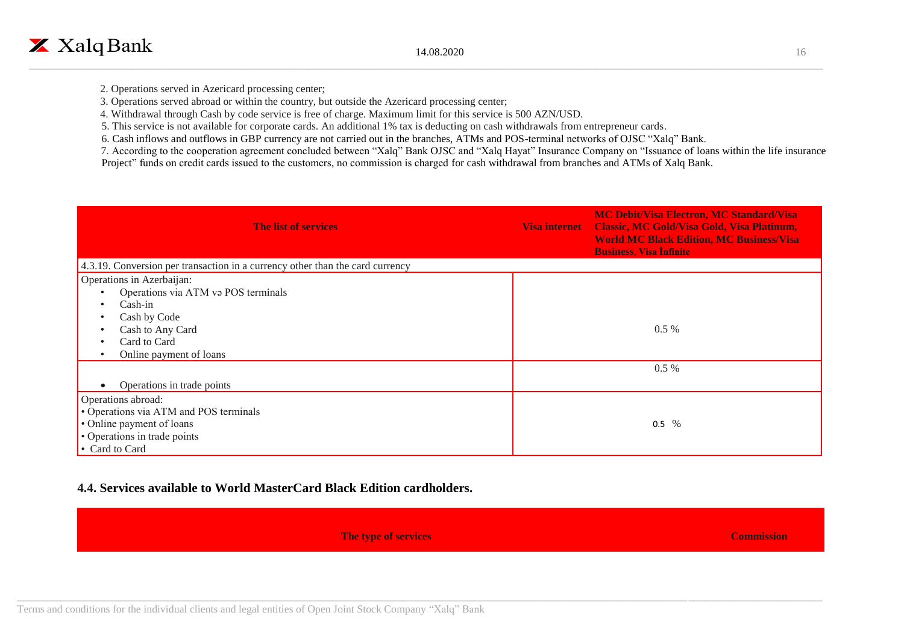2. Operations served in Azericard processing center;

3. Operations served abroad or within the country, but outside the Azericard processing center;

4. Withdrawal through Cash by code service is free of charge. Maximum limit for this service is 500 AZN/USD.

5. This service is not available for corporate cards. An additional 1% tax is deducting on cash withdrawals from entrepreneur cards.

6. Cash inflows and outflows in GBP currency are not carried out in the branches, ATMs and POS-terminal networks of OJSC "Xalq" Bank.

7. According to the cooperation agreement concluded between "Xalq" Bank OJSC and "Xalq Hayat" Insurance Company on "Issuance of loans within the life insurance Project" funds on credit cards issued to the customers, no commission is charged for cash withdrawal from branches and ATMs of Xalq Bank.

| The list of services | Visa internet | MC Debit/Visa Electron, MC Standard/Visa Classic, MC Gold/Visa Gold, Visa Platinum, World MC Black Edition, MC Business/Visa Business, Visa İnfinite |
|---|---|---|
| 4.3.19. Conversion per transaction in a currency other than the card currency | | |
| Operations in Azerbaijan:<br>• Operations via ATM və POS terminals<br>• Cash-in<br>• Cash by Code<br>• Cash to Any Card<br>• Card to Card<br>• Online payment of loans | 0.5 % | |
| • Operations in trade points | 0.5 % | |
| Operations abroad:<br>• Operations via ATM and POS terminals<br>• Online payment of loans<br>• Operations in trade points<br>• Card to Card | 0.5 % | |

## 4.4. Services available to World MasterCard Black Edition cardholders.

| The type of services | Commission |
|---|---|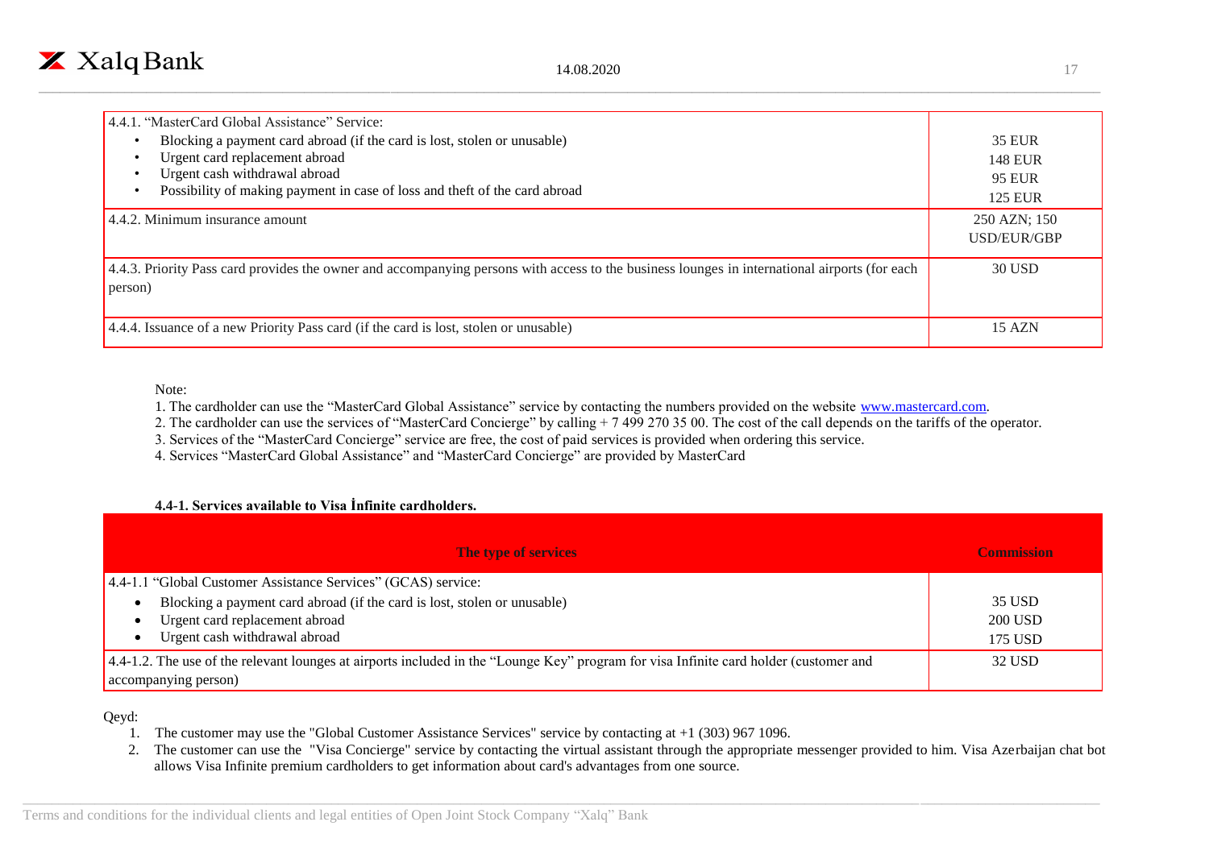| | |
|---|---|
| 4.4.1. "MasterCard Global Assistance" Service:<br>• Blocking a payment card abroad (if the card is lost, stolen or unusable)<br>• Urgent card replacement abroad<br>• Urgent cash withdrawal abroad<br>• Possibility of making payment in case of loss and theft of the card abroad | 35 EUR<br>148 EUR<br>95 EUR<br>125 EUR |
| 4.4.2. Minimum insurance amount | 250 AZN; 150 USD/EUR/GBP |
| 4.4.3. Priority Pass card provides the owner and accompanying persons with access to the business lounges in international airports (for each person) | 30 USD |
| 4.4.4. Issuance of a new Priority Pass card (if the card is lost, stolen or unusable) | 15 AZN |

Note:

1. The cardholder can use the "MasterCard Global Assistance" service by contacting the numbers provided on the website www.mastercard.com.
2. The cardholder can use the services of "MasterCard Concierge" by calling + 7 499 270 35 00. The cost of the call depends on the tariffs of the operator.
3. Services of the "MasterCard Concierge" service are free, the cost of paid services is provided when ordering this service.
4. Services "MasterCard Global Assistance" and "MasterCard Concierge" are provided by MasterCard

**4.4-1. Services available to Visa İnfinite cardholders.**

| The type of services | Commission |
|---|---|
| 4.4-1.1 "Global Customer Assistance Services" (GCAS) service:<br>• Blocking a payment card abroad (if the card is lost, stolen or unusable)<br>• Urgent card replacement abroad<br>• Urgent cash withdrawal abroad | 35 USD<br>200 USD<br>175 USD |
| 4.4-1.2. The use of the relevant lounges at airports included in the "Lounge Key" program for visa Infinite card holder (customer and accompanying person) | 32 USD |

Qeyd:

1. The customer may use the "Global Customer Assistance Services" service by contacting at +1 (303) 967 1096.
2. The customer can use the "Visa Concierge" service by contacting the virtual assistant through the appropriate messenger provided to him. Visa Azerbaijan chat bot allows Visa Infinite premium cardholders to get information about card's advantages from one source.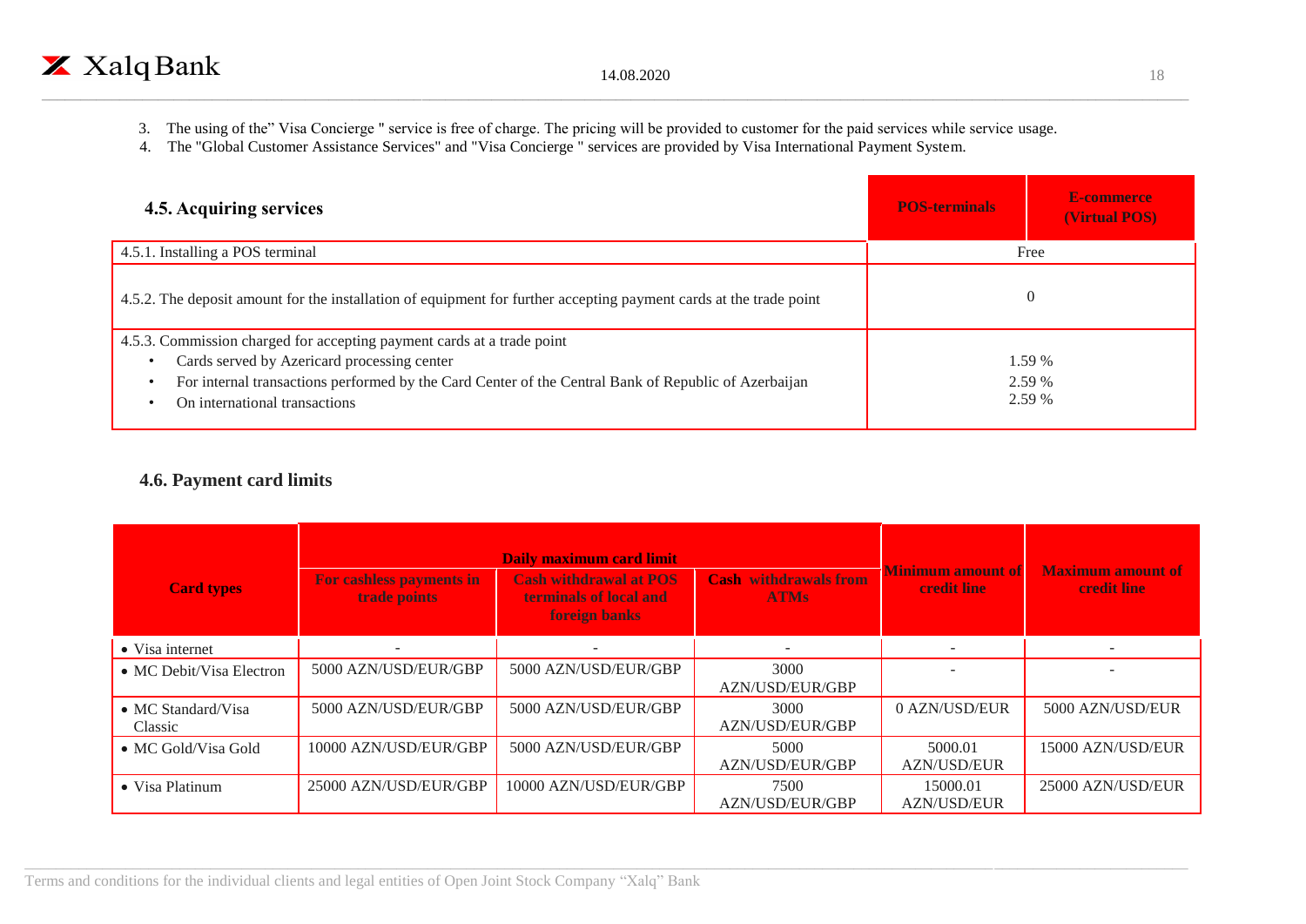3. The using of the" Visa Concierge " service is free of charge. The pricing will be provided to customer for the paid services while service usage.
4. The "Global Customer Assistance Services" and "Visa Concierge " services are provided by Visa International Payment System.

| **4.5. Acquiring services** | **POS-terminals** | **E-commerce (Virtual POS)** |
|---|---|---|
| 4.5.1. Installing a POS terminal | Free | |
| 4.5.2. The deposit amount for the installation of equipment for further accepting payment cards at the trade point | 0 | |
| 4.5.3. Commission charged for accepting payment cards at a trade point<br>• Cards served by Azericard processing center<br>• For internal transactions performed by the Card Center of the Central Bank of Republic of Azerbaijan<br>• On international transactions | 1.59 %<br>2.59 %<br>2.59 % | |

### 4.6. Payment card limits

| **Card types** | **Daily maximum card limit** | | | **Minimum amount of credit line** | **Maximum amount of credit line** |
|---|---|---|---|---|---|
| | **For cashless payments in trade points** | **Cash withdrawal at POS terminals of local and foreign banks** | **Cash withdrawals from ATMs** | | |
| • Visa internet | - | - | - | - | - |
| • MC Debit/Visa Electron | 5000 AZN/USD/EUR/GBP | 5000 AZN/USD/EUR/GBP | 3000 AZN/USD/EUR/GBP | - | - |
| • MC Standard/Visa Classic | 5000 AZN/USD/EUR/GBP | 5000 AZN/USD/EUR/GBP | 3000 AZN/USD/EUR/GBP | 0 AZN/USD/EUR | 5000 AZN/USD/EUR |
| • MC Gold/Visa Gold | 10000 AZN/USD/EUR/GBP | 5000 AZN/USD/EUR/GBP | 5000 AZN/USD/EUR/GBP | 5000.01 AZN/USD/EUR | 15000 AZN/USD/EUR |
| • Visa Platinum | 25000 AZN/USD/EUR/GBP | 10000 AZN/USD/EUR/GBP | 7500 AZN/USD/EUR/GBP | 15000.01 AZN/USD/EUR | 25000 AZN/USD/EUR |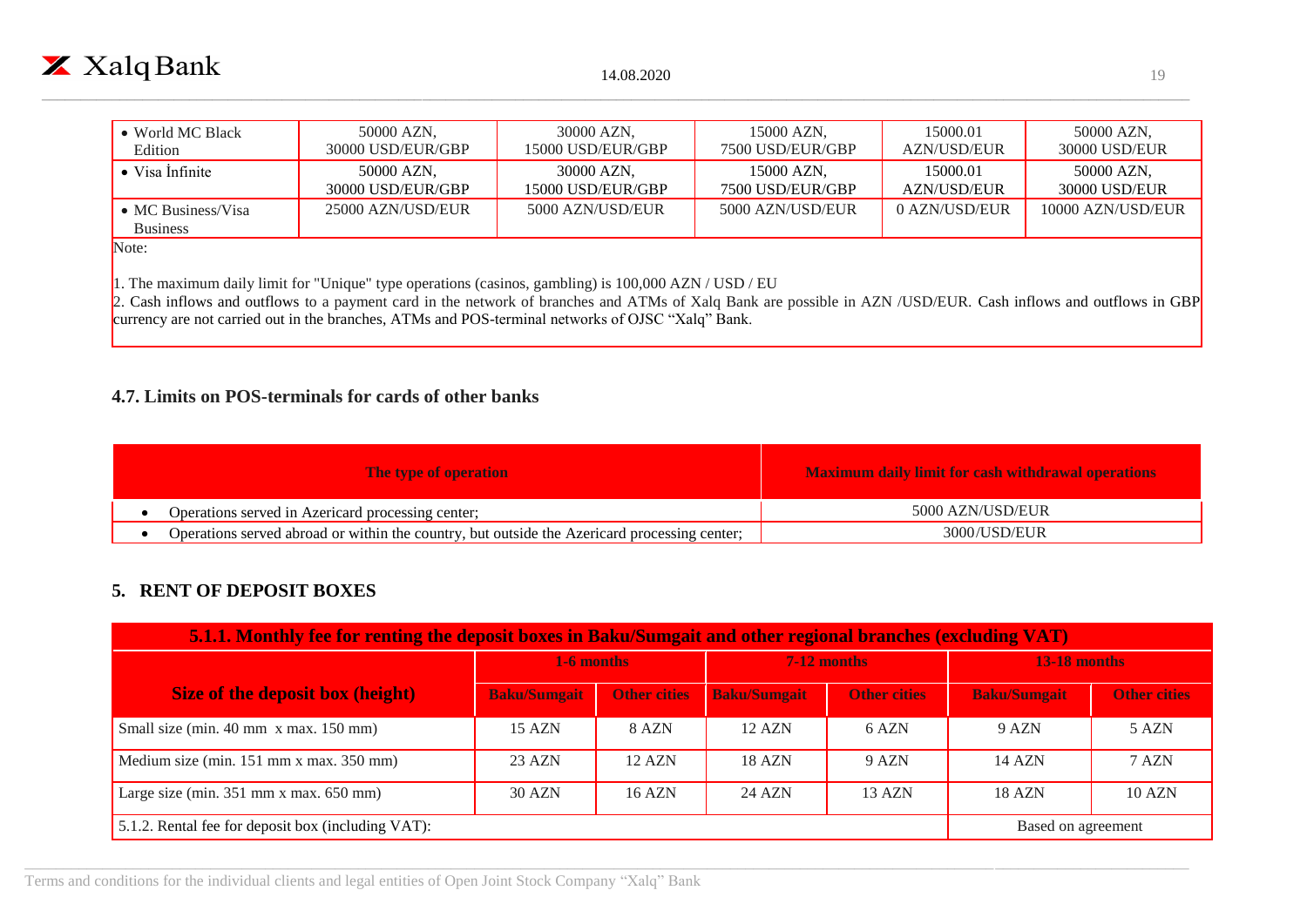| | | | | | |
|---|---|---|---|---|---|
| • World MC Black Edition | 50000 AZN, 30000 USD/EUR/GBP | 30000 AZN, 15000 USD/EUR/GBP | 15000 AZN, 7500 USD/EUR/GBP | 15000.01 AZN/USD/EUR | 50000 AZN, 30000 USD/EUR |
| • Visa İnfinite | 50000 AZN, 30000 USD/EUR/GBP | 30000 AZN, 15000 USD/EUR/GBP | 15000 AZN, 7500 USD/EUR/GBP | 15000.01 AZN/USD/EUR | 50000 AZN, 30000 USD/EUR |
| • MC Business/Visa Business | 25000 AZN/USD/EUR | 5000 AZN/USD/EUR | 5000 AZN/USD/EUR | 0 AZN/USD/EUR | 10000 AZN/USD/EUR |

Note:

1. The maximum daily limit for "Unique" type operations (casinos, gambling) is 100,000 AZN / USD / EU
2. Cash inflows and outflows to a payment card in the network of branches and ATMs of Xalq Bank are possible in AZN /USD/EUR. Cash inflows and outflows in GBP currency are not carried out in the branches, ATMs and POS-terminal networks of OJSC "Xalq" Bank.

### 4.7. Limits on POS-terminals for cards of other banks

| The type of operation | Maximum daily limit for cash withdrawal operations |
|---|---|
| • Operations served in Azericard processing center; | 5000 AZN/USD/EUR |
| • Operations served abroad or within the country, but outside the Azericard processing center; | 3000/USD/EUR |

## 5. RENT OF DEPOSIT BOXES

| 5.1.1. Monthly fee for renting the deposit boxes in Baku/Sumgait and other regional branches (excluding VAT) | | | | | | |
|---|---|---|---|---|---|---|
| Size of the deposit box (height) | 1-6 months | | 7-12 months | | 13-18 months | |
| | Baku/Sumgait | Other cities | Baku/Sumgait | Other cities | Baku/Sumgait | Other cities |
| Small size (min. 40 mm x max. 150 mm) | 15 AZN | 8 AZN | 12 AZN | 6 AZN | 9 AZN | 5 AZN |
| Medium size (min. 151 mm x max. 350 mm) | 23 AZN | 12 AZN | 18 AZN | 9 AZN | 14 AZN | 7 AZN |
| Large size (min. 351 mm x max. 650 mm) | 30 AZN | 16 AZN | 24 AZN | 13 AZN | 18 AZN | 10 AZN |
| 5.1.2. Rental fee for deposit box (including VAT): | | | | | Based on agreement | |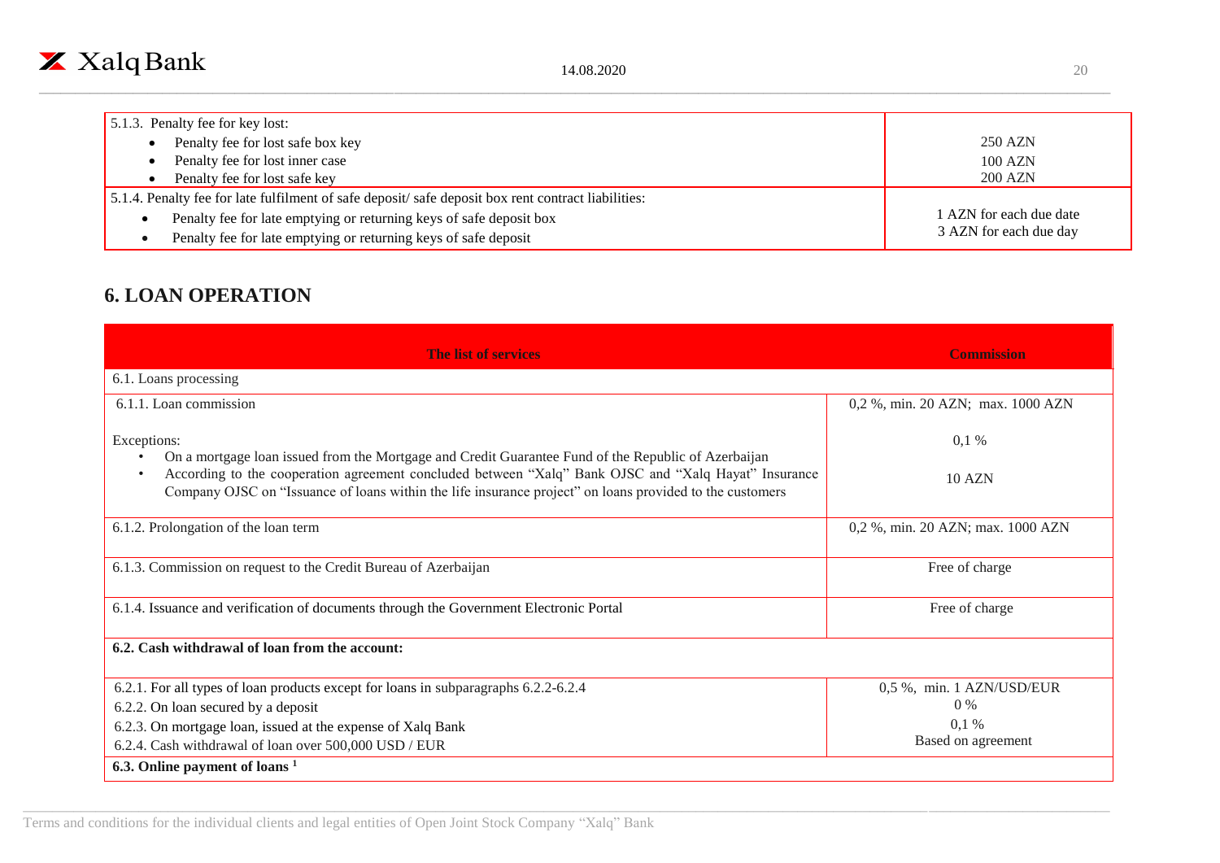| | |
|---|---|
| 5.1.3. Penalty fee for key lost:<br>• Penalty fee for lost safe box key<br>• Penalty fee for lost inner case<br>• Penalty fee for lost safe key | <br>250 AZN<br>100 AZN<br>200 AZN |
| 5.1.4. Penalty fee for late fulfilment of safe deposit/ safe deposit box rent contract liabilities:<br>• Penalty fee for late emptying or returning keys of safe deposit box<br>• Penalty fee for late emptying or returning keys of safe deposit | <br>1 AZN for each due date<br>3 AZN for each due day |

## 6. LOAN OPERATION

| The list of services | Commission |
|---|---|
| 6.1. Loans processing | |
| 6.1.1. Loan commission<br><br>Exceptions:<br>• On a mortgage loan issued from the Mortgage and Credit Guarantee Fund of the Republic of Azerbaijan<br>• According to the cooperation agreement concluded between "Xalq" Bank OJSC and "Xalq Hayat" Insurance Company OJSC on "Issuance of loans within the life insurance project" on loans provided to the customers | 0,2 %, min. 20 AZN; max. 1000 AZN<br><br>0,1 %<br><br>10 AZN |
| 6.1.2. Prolongation of the loan term | 0,2 %, min. 20 AZN; max. 1000 AZN |
| 6.1.3. Commission on request to the Credit Bureau of Azerbaijan | Free of charge |
| 6.1.4. Issuance and verification of documents through the Government Electronic Portal | Free of charge |
| **6.2. Cash withdrawal of loan from the account:** | |
| 6.2.1. For all types of loan products except for loans in subparagraphs 6.2.2-6.2.4<br>6.2.2. On loan secured by a deposit<br>6.2.3. On mortgage loan, issued at the expense of Xalq Bank<br>6.2.4. Cash withdrawal of loan over 500,000 USD / EUR | 0,5 %, min. 1 AZN/USD/EUR<br>0 %<br>0,1 %<br>Based on agreement |
| **6.3. Online payment of loans** [1] | |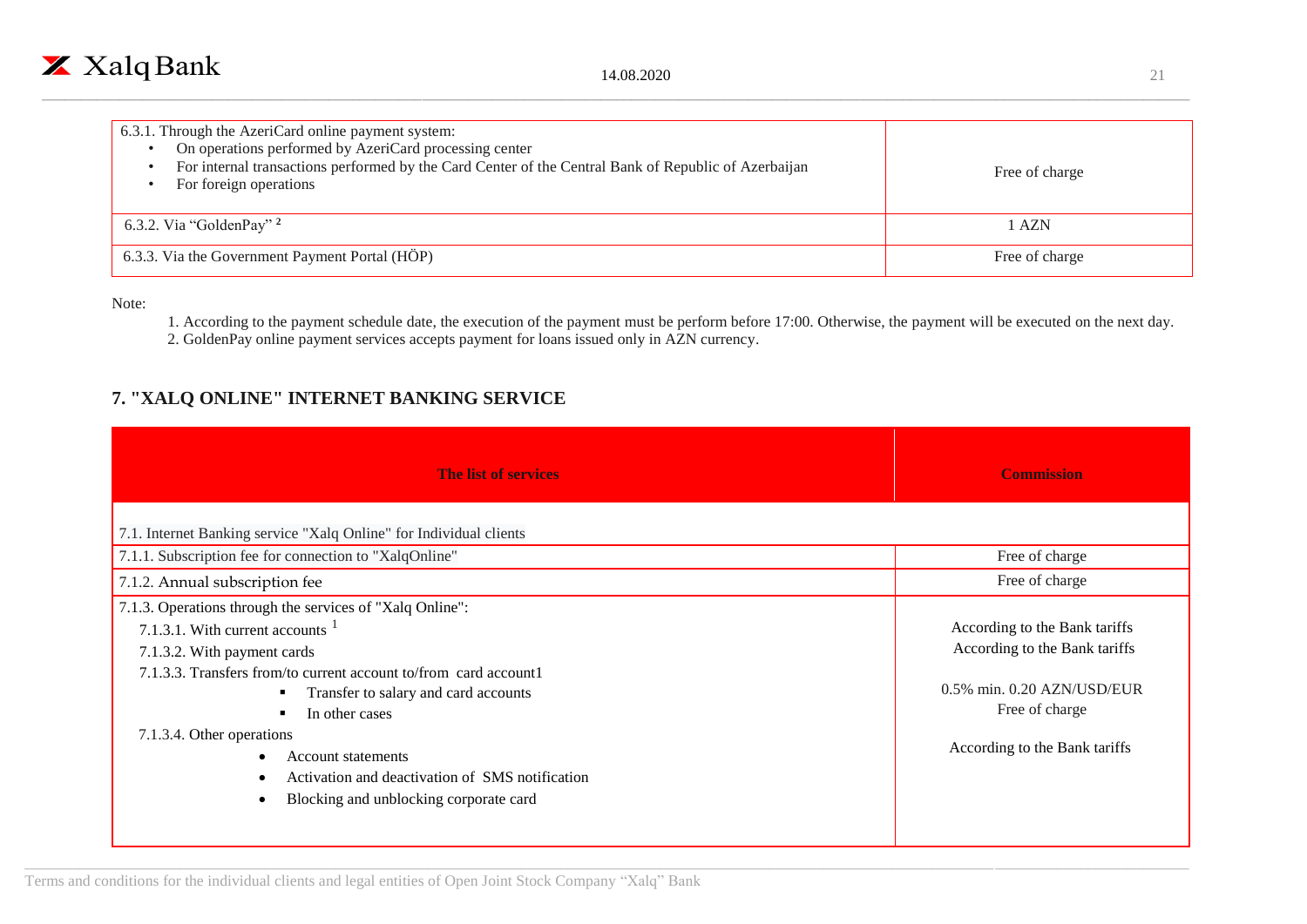| | |
|---|---|
| 6.3.1. Through the AzeriCard online payment system:<br>• On operations performed by AzeriCard processing center<br>• For internal transactions performed by the Card Center of the Central Bank of Republic of Azerbaijan<br>• For foreign operations | Free of charge |
| 6.3.2. Via "GoldenPay" [2] | 1 AZN |
| 6.3.3. Via the Government Payment Portal (HÖP) | Free of charge |

Note:

1. According to the payment schedule date, the execution of the payment must be perform before 17:00. Otherwise, the payment will be executed on the next day.
2. GoldenPay online payment services accepts payment for loans issued only in AZN currency.

## 7. "XALQ ONLINE" INTERNET BANKING SERVICE

| The list of services | Commission |
|---|---|
| 7.1. Internet Banking service "Xalq Online" for Individual clients | |
| 7.1.1. Subscription fee for connection to "XalqOnline" | Free of charge |
| 7.1.2. Annual subscription fee | Free of charge |
| 7.1.3. Operations through the services of "Xalq Online": | |
| 7.1.3.1. With current accounts [1] | According to the Bank tariffs |
| 7.1.3.2. With payment cards | According to the Bank tariffs |
| 7.1.3.3. Transfers from/to current account to/from card account1 | |
| ▪ Transfer to salary and card accounts | 0.5% min. 0.20 AZN/USD/EUR |
| ▪ In other cases | Free of charge |
| 7.1.3.4. Other operations<br>• Account statements<br>• Activation and deactivation of SMS notification<br>• Blocking and unblocking corporate card | According to the Bank tariffs |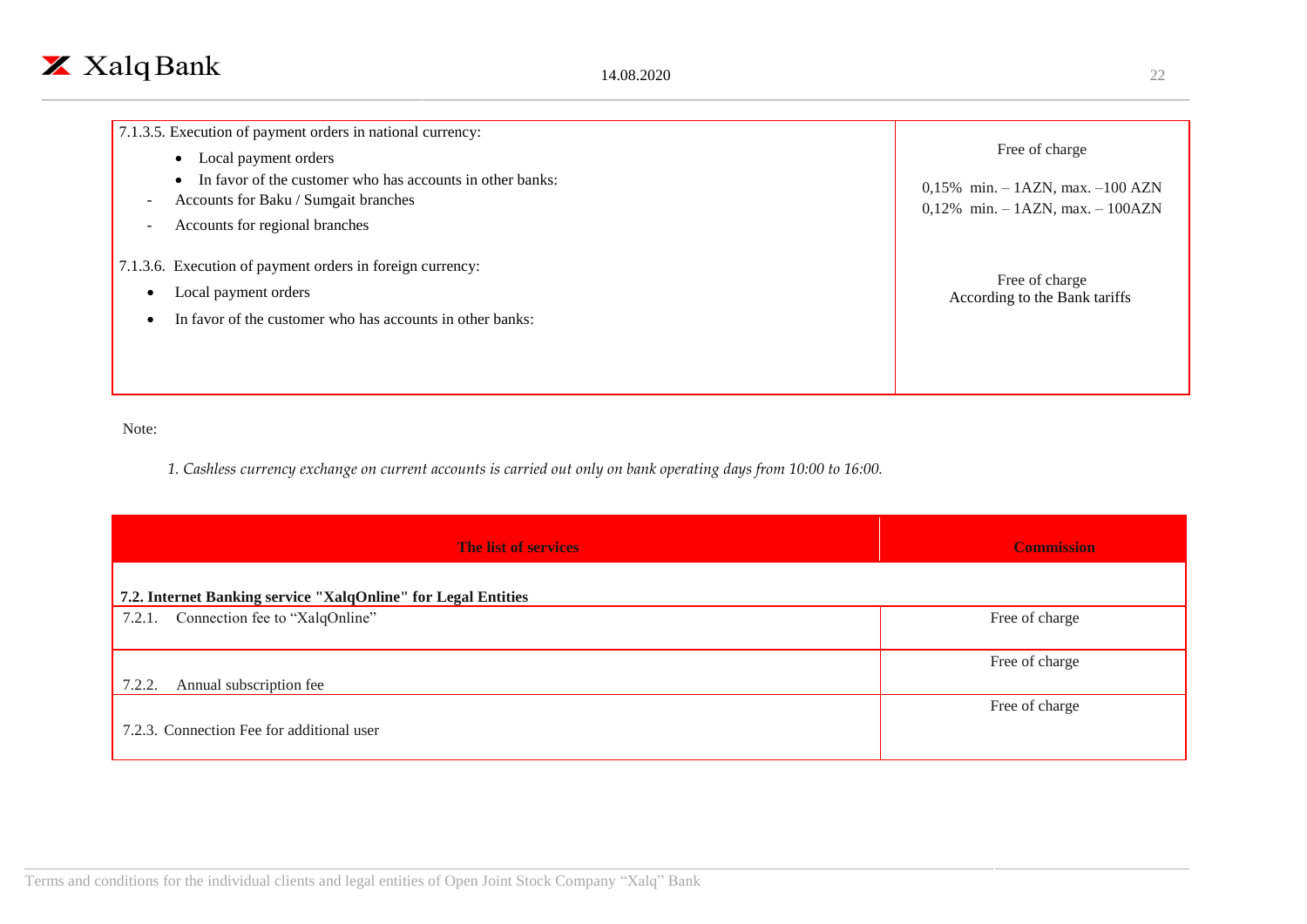| | |
|---|---|
| 7.1.3.5. Execution of payment orders in national currency:<br>• Local payment orders<br>• In favor of the customer who has accounts in other banks:<br>- Accounts for Baku / Sumgait branches<br>- Accounts for regional branches | Free of charge<br><br>0,15% min. – 1AZN, max. –100 AZN<br>0,12% min. – 1AZN, max. – 100AZN |
| 7.1.3.6. Execution of payment orders in foreign currency:<br>• Local payment orders<br>• In favor of the customer who has accounts in other banks: | Free of charge<br>According to the Bank tariffs |

Note:

*1. Cashless currency exchange on current accounts is carried out only on bank operating days from 10:00 to 16:00.*

| The list of services | Commission |
|---|---|
| **7.2. Internet Banking service "XalqOnline" for Legal Entities** | |
| 7.2.1. Connection fee to "XalqOnline" | Free of charge |
| 7.2.2. Annual subscription fee | Free of charge |
| 7.2.3. Connection Fee for additional user | Free of charge |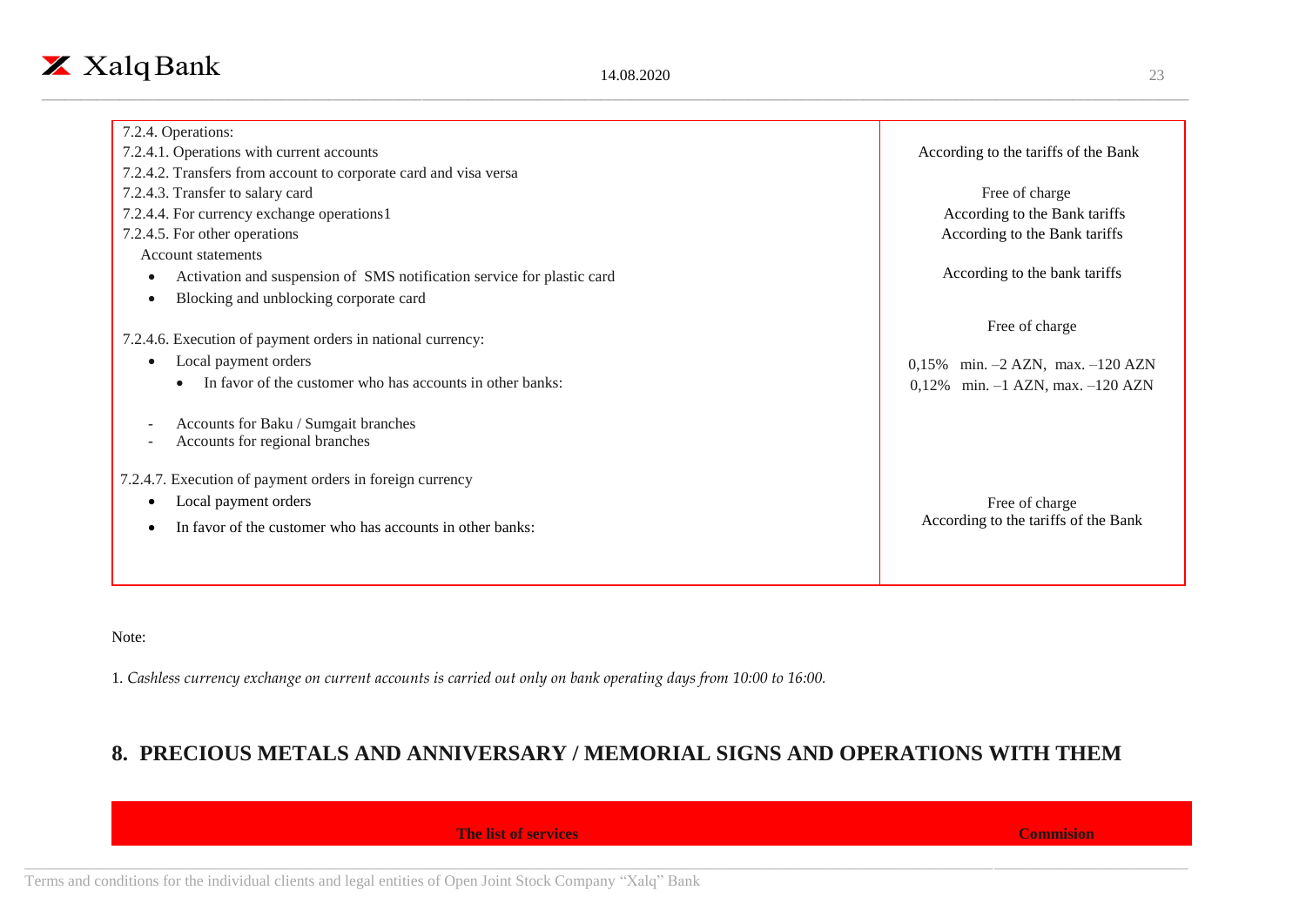| | |
|---|---|
| 7.2.4. Operations: | |
| 7.2.4.1. Operations with current accounts | According to the tariffs of the Bank |
| 7.2.4.2. Transfers from account to corporate card and visa versa | |
| 7.2.4.3. Transfer to salary card | Free of charge |
| 7.2.4.4. For currency exchange operations1 | According to the Bank tariffs |
| 7.2.4.5. For other operations | According to the Bank tariffs |
| Account statements | |
| • Activation and suspension of SMS notification service for plastic card | According to the bank tariffs |
| • Blocking and unblocking corporate card | |
| | Free of charge |
| 7.2.4.6. Execution of payment orders in national currency: | |
| • Local payment orders | |
| • In favor of the customer who has accounts in other banks: | |
| - Accounts for Baku / Sumgait branches | 0,15% min. –2 AZN, max. –120 AZN |
| - Accounts for regional branches | 0,12% min. –1 AZN, max. –120 AZN |
| 7.2.4.7. Execution of payment orders in foreign currency | |
| • Local payment orders | Free of charge |
| • In favor of the customer who has accounts in other banks: | According to the tariffs of the Bank |

Note:

1. *Cashless currency exchange on current accounts is carried out only on bank operating days from 10:00 to 16:00.*

## 8. PRECIOUS METALS AND ANNIVERSARY / MEMORIAL SIGNS AND OPERATIONS WITH THEM

| The list of services | Commision |
|---|---|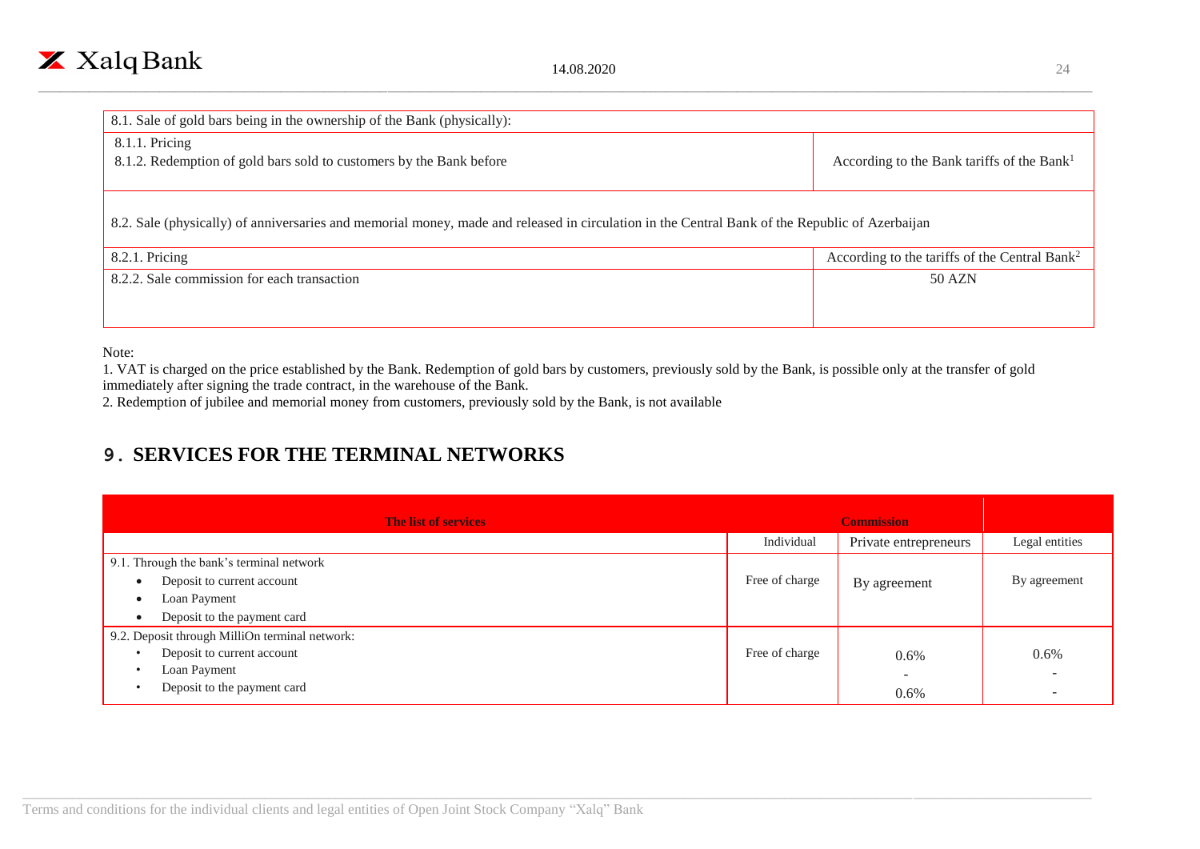| 8.1. Sale of gold bars being in the ownership of the Bank (physically): | |
|---|---|
| 8.1.1. Pricing<br>8.1.2. Redemption of gold bars sold to customers by the Bank before | According to the Bank tariffs of the Bank[1] |
| 8.2. Sale (physically) of anniversaries and memorial money, made and released in circulation in the Central Bank of the Republic of Azerbaijan | |
| 8.2.1. Pricing | According to the tariffs of the Central Bank[2] |
| 8.2.2. Sale commission for each transaction | 50 AZN |

Note:
1. VAT is charged on the price established by the Bank. Redemption of gold bars by customers, previously sold by the Bank, is possible only at the transfer of gold immediately after signing the trade contract, in the warehouse of the Bank.
2. Redemption of jubilee and memorial money from customers, previously sold by the Bank, is not available

## 9. SERVICES FOR THE TERMINAL NETWORKS

| The list of services | Commission | | |
|---|---|---|---|
| | Individual | Private entrepreneurs | Legal entities |
| 9.1. Through the bank's terminal network<br>• Deposit to current account<br>• Loan Payment<br>• Deposit to the payment card | Free of charge | By agreement | By agreement |
| 9.2. Deposit through MilliOn terminal network:<br>• Deposit to current account<br>• Loan Payment<br>• Deposit to the payment card | Free of charge | 0.6%<br>-<br>0.6% | 0.6%<br>-<br>- |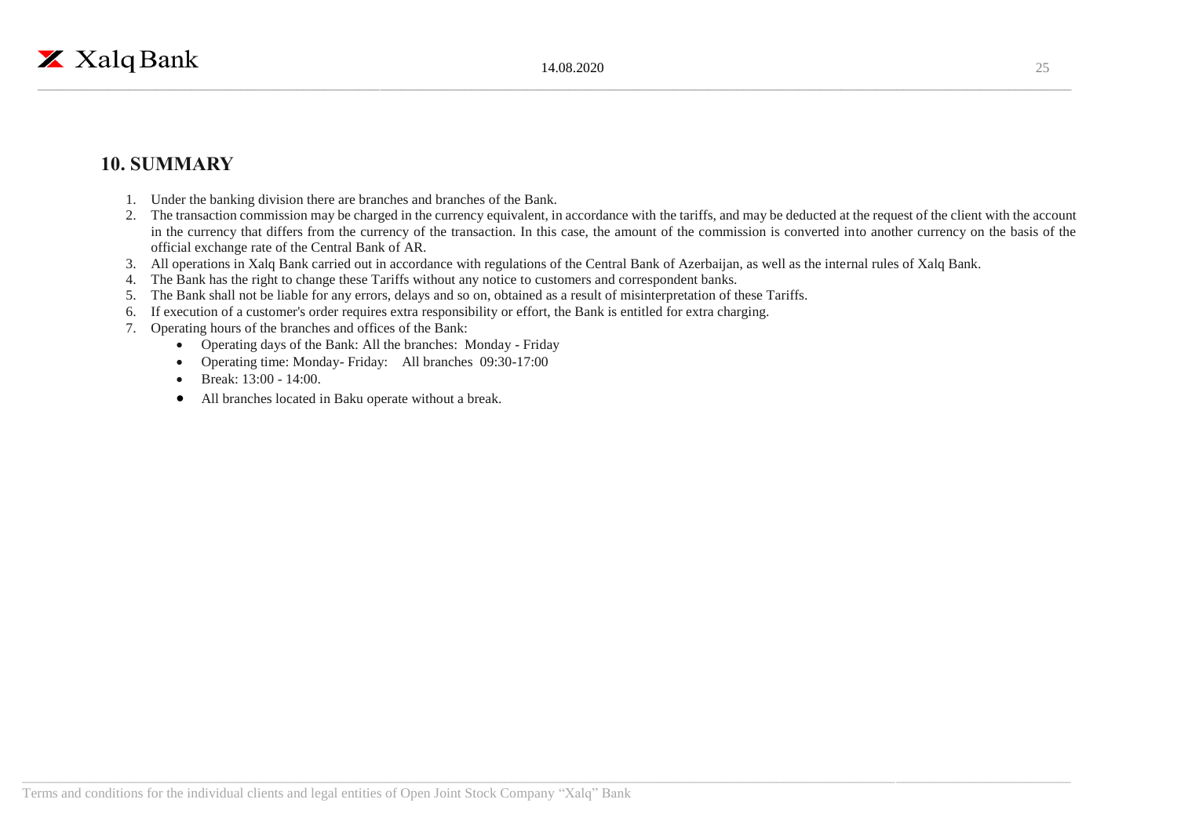## 10. SUMMARY

1. Under the banking division there are branches and branches of the Bank.
2. The transaction commission may be charged in the currency equivalent, in accordance with the tariffs, and may be deducted at the request of the client with the account in the currency that differs from the currency of the transaction. In this case, the amount of the commission is converted into another currency on the basis of the official exchange rate of the Central Bank of AR.
3. All operations in Xalq Bank carried out in accordance with regulations of the Central Bank of Azerbaijan, as well as the internal rules of Xalq Bank.
4. The Bank has the right to change these Tariffs without any notice to customers and correspondent banks.
5. The Bank shall not be liable for any errors, delays and so on, obtained as a result of misinterpretation of these Tariffs.
6. If execution of a customer's order requires extra responsibility or effort, the Bank is entitled for extra charging.
7. Operating hours of the branches and offices of the Bank:
   - Operating days of the Bank: All the branches: Monday - Friday
   - Operating time: Monday- Friday: All branches 09:30-17:00
   - Break: 13:00 - 14:00.
   - All branches located in Baku operate without a break.